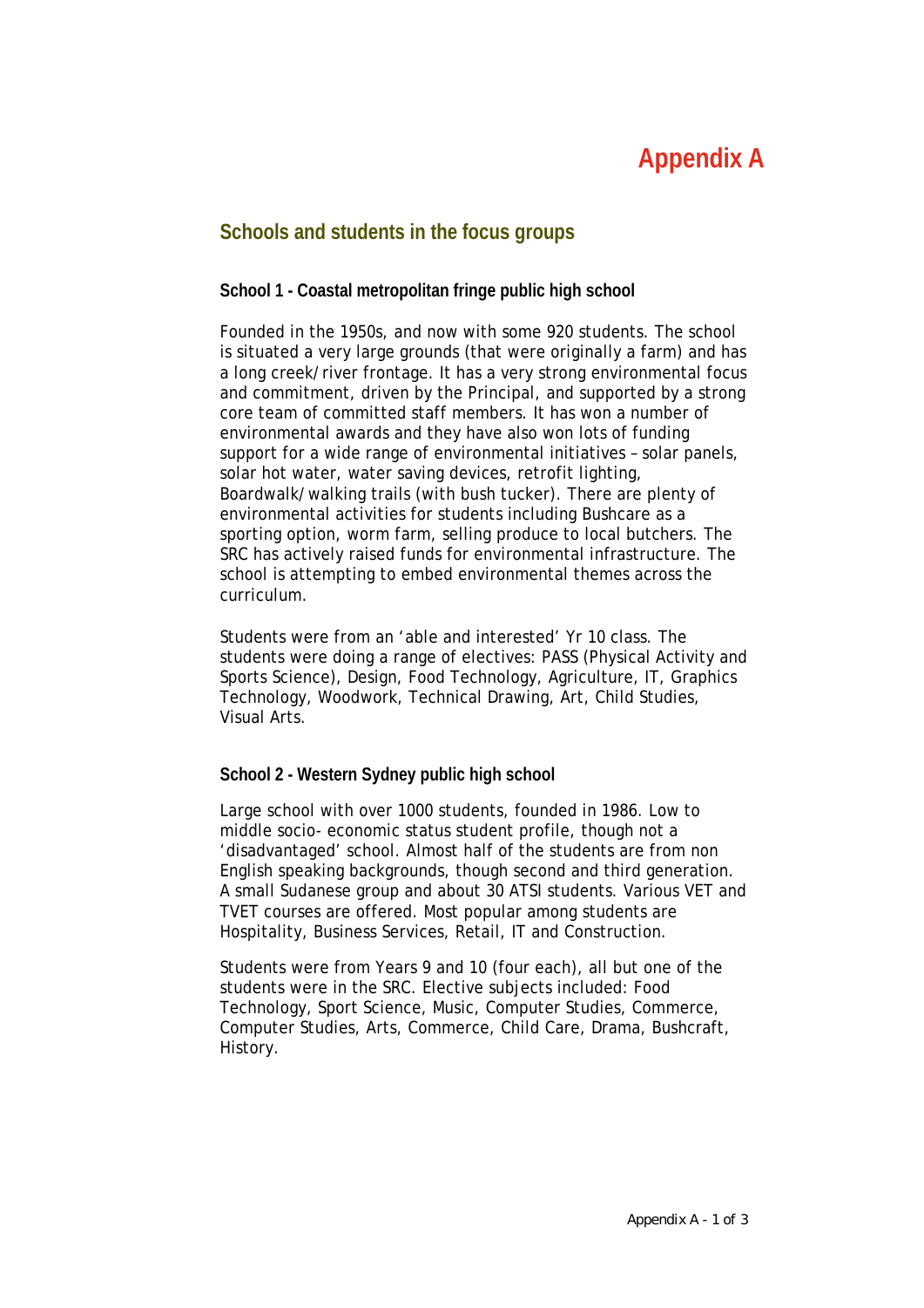# Appendix A

## Schools and students in the focus groups

### School 1 - Coastal metropolitan fringe public high school

Founded in the 1950s, and now with some 920 students. The school is situated a very large grounds (that were originally a farm) and has a long creek/river frontage. It has a very strong environmental focus and commitment, driven by the Principal, and supported by a strong core team of committed staff members. It has won a number of environmental awards and they have also won lots of funding support for a wide range of environmental initiatives – solar panels, solar hot water, water saving devices, retrofit lighting, Boardwalk/walking trails (with bush tucker). There are plenty of environmental activities for students including Bushcare as a sporting option, worm farm, selling produce to local butchers. The SRC has actively raised funds for environmental infrastructure. The school is attempting to embed environmental themes across the curriculum.

Students were from an 'able and interested' Yr 10 class. The students were doing a range of electives: PASS (Physical Activity and Sports Science), Design, Food Technology, Agriculture, IT, Graphics Technology, Woodwork, Technical Drawing, Art, Child Studies, Visual Arts.

### School 2 - Western Sydney public high school

Large school with over 1000 students, founded in 1986. Low to middle socio- economic status student profile, though not a 'disadvantaged' school. Almost half of the students are from non English speaking backgrounds, though second and third generation. A small Sudanese group and about 30 ATSI students. Various VET and TVET courses are offered. Most popular among students are Hospitality, Business Services, Retail, IT and Construction.

Students were from Years 9 and 10 (four each), all but one of the students were in the SRC. Elective subjects included: Food Technology, Sport Science, Music, Computer Studies, Commerce, Computer Studies, Arts, Commerce, Child Care, Drama, Bushcraft, History.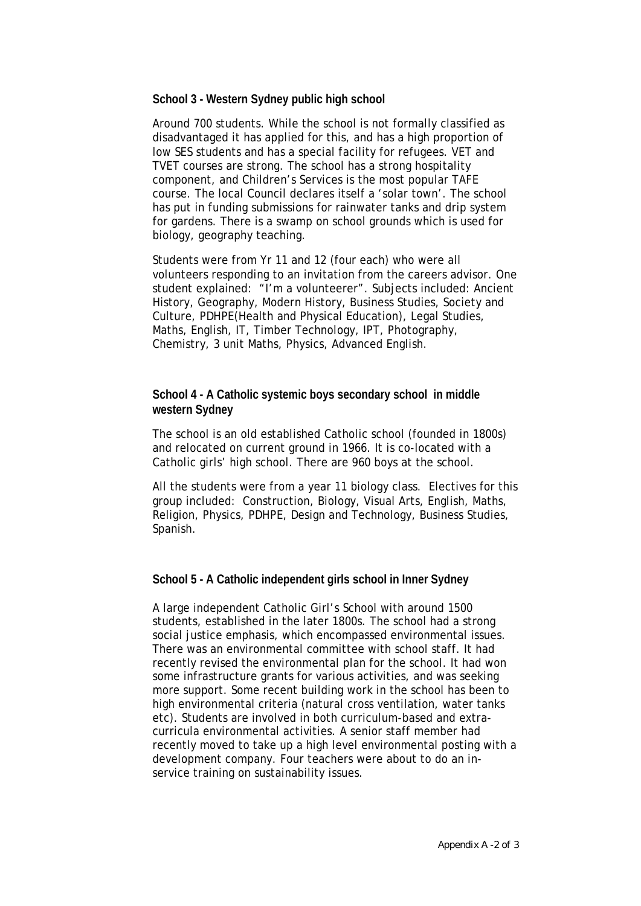**School 3 - Western Sydney public high school**

Around 700 students. While the school is not formally classified as disadvantaged it has applied for this, and has a high proportion of low SES students and has a special facility for refugees. VET and TVET courses are strong. The school has a strong hospitality component, and Children's Services is the most popular TAFE course. The local Council declares itself a 'solar town'. The school has put in funding submissions for rainwater tanks and drip system for gardens. There is a swamp on school grounds which is used for biology, geography teaching.

Students were from Yr 11 and 12 (four each) who were all volunteers responding to an invitation from the careers advisor. One student explained: "I'm a volunteerer". Subjects included: Ancient History, Geography, Modern History, Business Studies, Society and Culture, PDHPE(Health and Physical Education), Legal Studies, Maths, English, IT, Timber Technology, IPT, Photography, Chemistry, 3 unit Maths, Physics, Advanced English.

**School 4 - A Catholic systemic boys secondary school in middle western Sydney**

The school is an old established Catholic school (founded in 1800s) and relocated on current ground in 1966. It is co-located with a Catholic girls' high school. There are 960 boys at the school.

All the students were from a year 11 biology class. Electives for this group included: Construction, Biology, Visual Arts, English, Maths, Religion, Physics, PDHPE, Design and Technology, Business Studies, Spanish.

**School 5 - A Catholic independent girls school in Inner Sydney**

A large independent Catholic Girl's School with around 1500 students, established in the later 1800s. The school had a strong social justice emphasis, which encompassed environmental issues. There was an environmental committee with school staff. It had recently revised the environmental plan for the school. It had won some infrastructure grants for various activities, and was seeking more support. Some recent building work in the school has been to high environmental criteria (natural cross ventilation, water tanks etc). Students are involved in both curriculum-based and extra-curricula environmental activities. A senior staff member had recently moved to take up a high level environmental posting with a development company. Four teachers were about to do an in-service training on sustainability issues.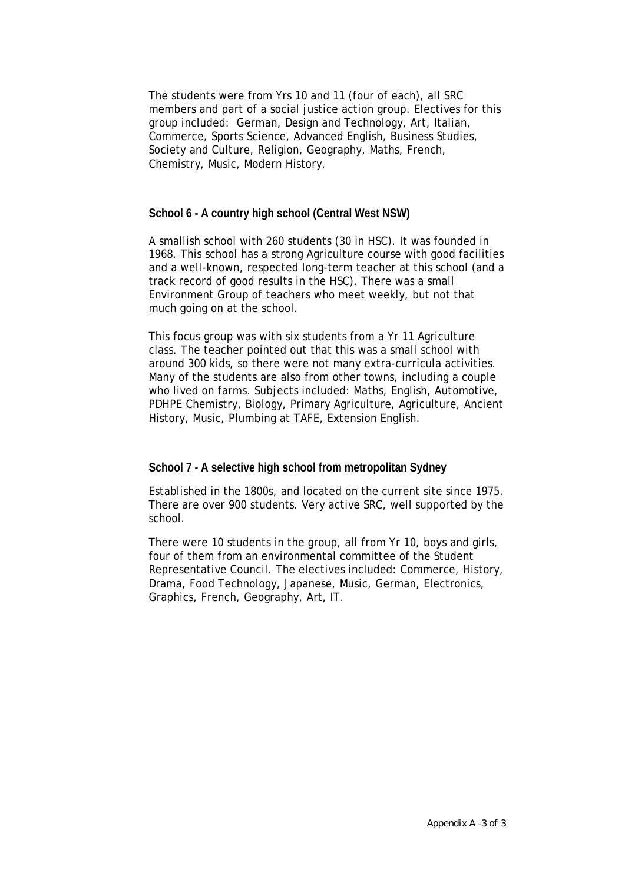The students were from Yrs 10 and 11 (four of each), all SRC members and part of a social justice action group. Electives for this group included: German, Design and Technology, Art, Italian, Commerce, Sports Science, Advanced English, Business Studies, Society and Culture, Religion, Geography, Maths, French, Chemistry, Music, Modern History.

**School 6 - A country high school (Central West NSW)**

A smallish school with 260 students (30 in HSC). It was founded in 1968. This school has a strong Agriculture course with good facilities and a well-known, respected long-term teacher at this school (and a track record of good results in the HSC). There was a small Environment Group of teachers who meet weekly, but not that much going on at the school.

This focus group was with six students from a Yr 11 Agriculture class. The teacher pointed out that this was a small school with around 300 kids, so there were not many extra-curricula activities. Many of the students are also from other towns, including a couple who lived on farms. Subjects included: Maths, English, Automotive, PDHPE Chemistry, Biology, Primary Agriculture, Agriculture, Ancient History, Music, Plumbing at TAFE, Extension English.

**School 7 - A selective high school from metropolitan Sydney**

Established in the 1800s, and located on the current site since 1975. There are over 900 students. Very active SRC, well supported by the school.

There were 10 students in the group, all from Yr 10, boys and girls, four of them from an environmental committee of the Student Representative Council. The electives included: Commerce, History, Drama, Food Technology, Japanese, Music, German, Electronics, Graphics, French, Geography, Art, IT.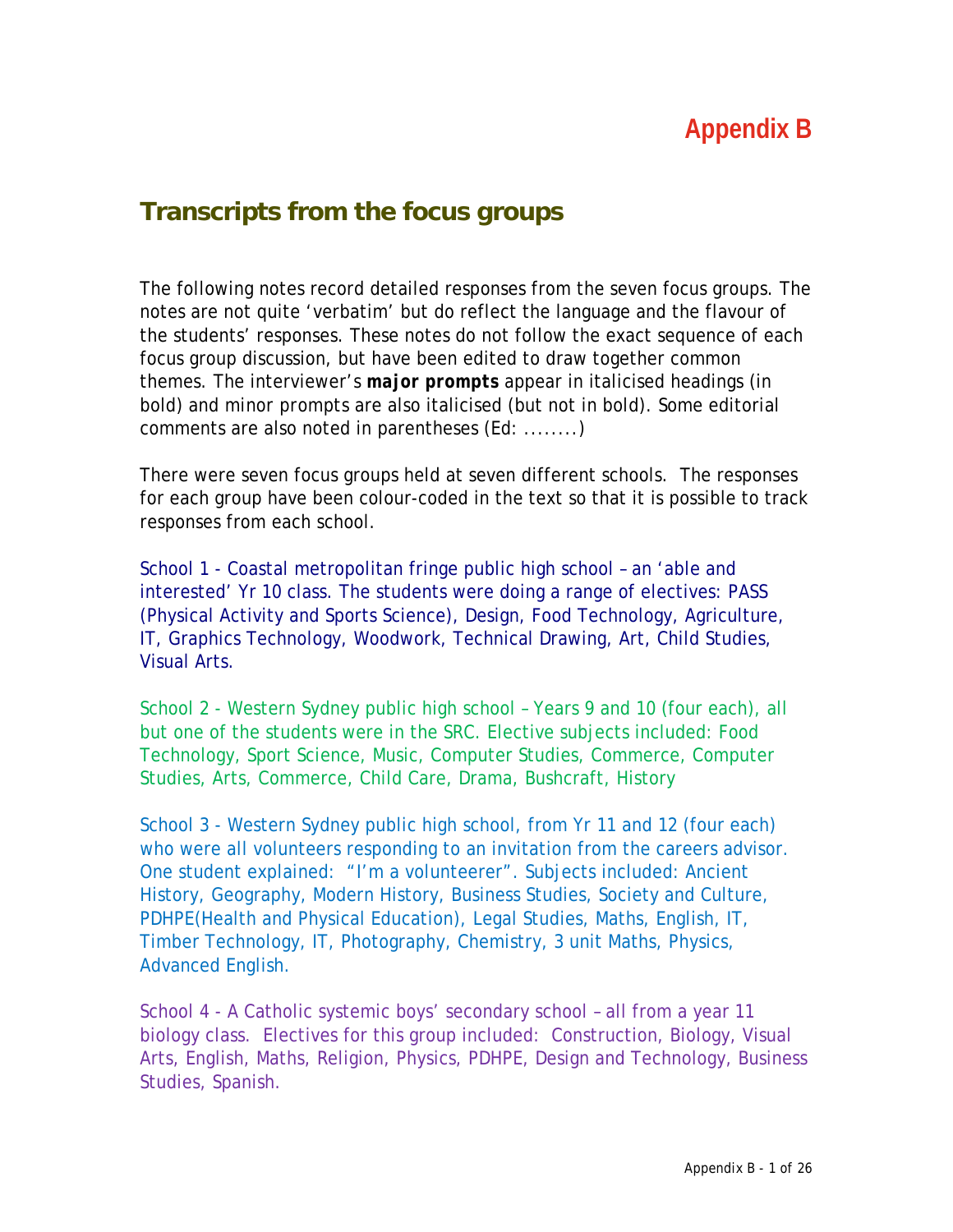# Appendix B

## Transcripts from the focus groups

The following notes record detailed responses from the seven focus groups. The notes are not quite 'verbatim' but do reflect the language and the flavour of the students' responses. These notes do not follow the exact sequence of each focus group discussion, but have been edited to draw together common themes. The interviewer's ***major prompts*** appear in italicised headings (in bold) and minor prompts are also italicised (but not in bold). Some editorial comments are also noted in parentheses (Ed: ........)

There were seven focus groups held at seven different schools. The responses for each group have been colour-coded in the text so that it is possible to track responses from each school.

School 1 - Coastal metropolitan fringe public high school – an 'able and interested' Yr 10 class. The students were doing a range of electives: PASS (Physical Activity and Sports Science), Design, Food Technology, Agriculture, IT, Graphics Technology, Woodwork, Technical Drawing, Art, Child Studies, Visual Arts.

School 2 - Western Sydney public high school – Years 9 and 10 (four each), all but one of the students were in the SRC. Elective subjects included: Food Technology, Sport Science, Music, Computer Studies, Commerce, Computer Studies, Arts, Commerce, Child Care, Drama, Bushcraft, History

School 3 - Western Sydney public high school, from Yr 11 and 12 (four each) who were all volunteers responding to an invitation from the careers advisor. One student explained: "I'm a volunteerer". Subjects included: Ancient History, Geography, Modern History, Business Studies, Society and Culture, PDHPE(Health and Physical Education), Legal Studies, Maths, English, IT, Timber Technology, IT, Photography, Chemistry, 3 unit Maths, Physics, Advanced English.

School 4 - A Catholic systemic boys' secondary school – all from a year 11 biology class. Electives for this group included: Construction, Biology, Visual Arts, English, Maths, Religion, Physics, PDHPE, Design and Technology, Business Studies, Spanish.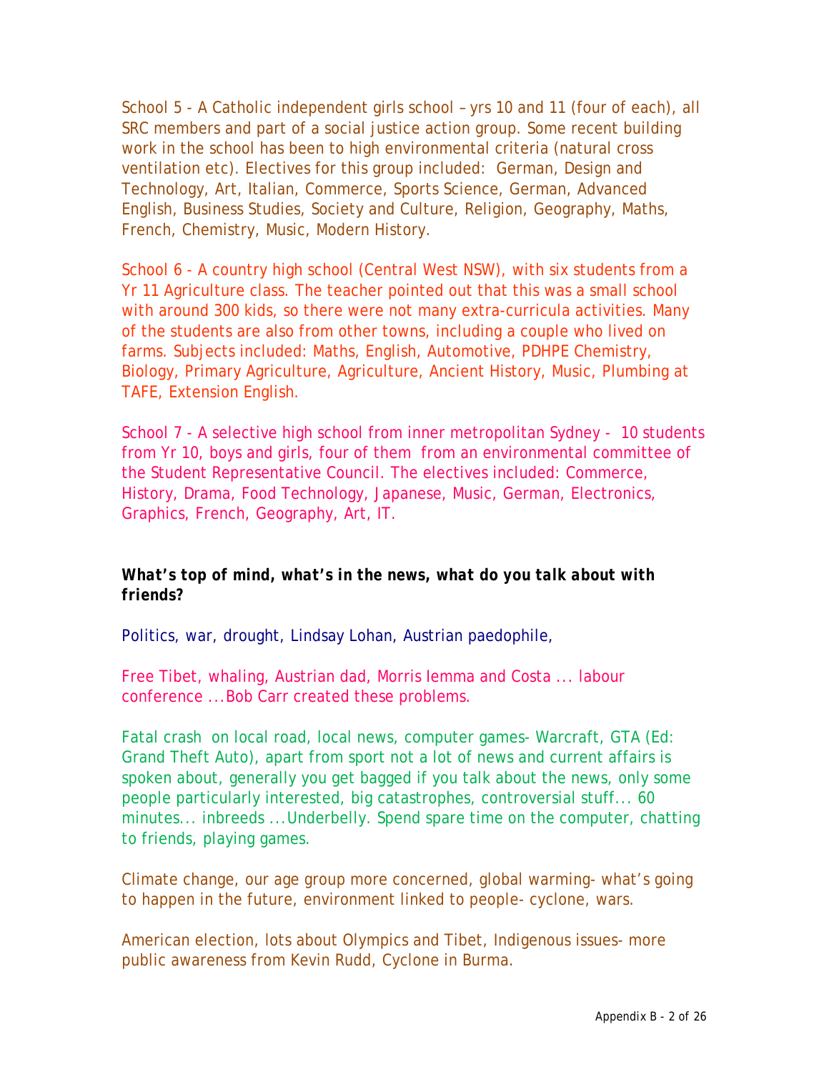School 5 - A Catholic independent girls school – yrs 10 and 11 (four of each), all SRC members and part of a social justice action group. Some recent building work in the school has been to high environmental criteria (natural cross ventilation etc). Electives for this group included: German, Design and Technology, Art, Italian, Commerce, Sports Science, German, Advanced English, Business Studies, Society and Culture, Religion, Geography, Maths, French, Chemistry, Music, Modern History.

School 6 - A country high school (Central West NSW), with six students from a Yr 11 Agriculture class. The teacher pointed out that this was a small school with around 300 kids, so there were not many extra-curricula activities. Many of the students are also from other towns, including a couple who lived on farms. Subjects included: Maths, English, Automotive, PDHPE Chemistry, Biology, Primary Agriculture, Agriculture, Ancient History, Music, Plumbing at TAFE, Extension English.

School 7 - A selective high school from inner metropolitan Sydney - 10 students from Yr 10, boys and girls, four of them from an environmental committee of the Student Representative Council. The electives included: Commerce, History, Drama, Food Technology, Japanese, Music, German, Electronics, Graphics, French, Geography, Art, IT.

***What's top of mind, what's in the news, what do you talk about with friends?***

Politics, war, drought, Lindsay Lohan, Austrian paedophile,

Free Tibet, whaling, Austrian dad, Morris Iemma and Costa ... labour conference ...Bob Carr created these problems.

Fatal crash on local road, local news, computer games- Warcraft, GTA (Ed: Grand Theft Auto), apart from sport not a lot of news and current affairs is spoken about, generally you get bagged if you talk about the news, only some people particularly interested, big catastrophes, controversial stuff... 60 minutes... inbreeds ...Underbelly. Spend spare time on the computer, chatting to friends, playing games.

Climate change, our age group more concerned, global warming- what's going to happen in the future, environment linked to people- cyclone, wars.

American election, lots about Olympics and Tibet, Indigenous issues- more public awareness from Kevin Rudd, Cyclone in Burma.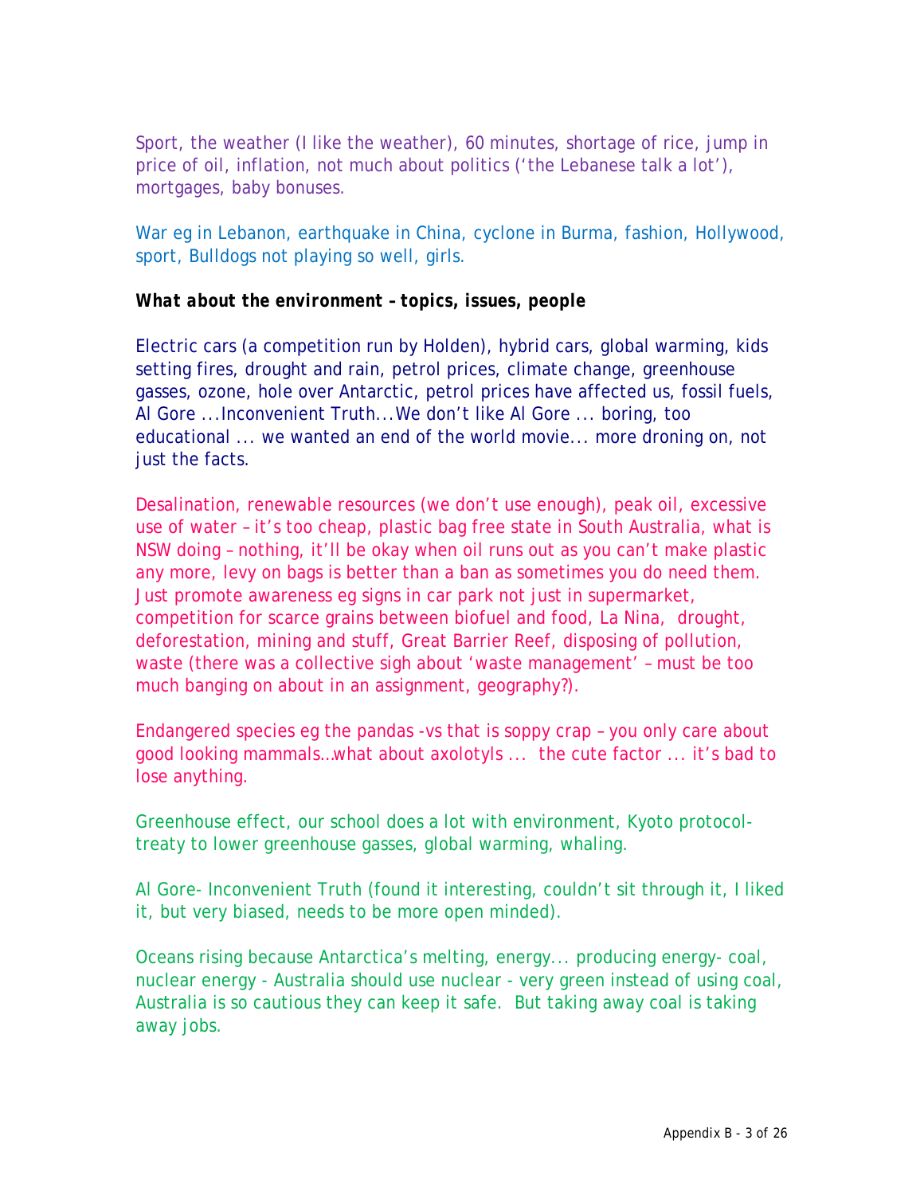Sport, the weather (I like the weather), 60 minutes, shortage of rice, jump in price of oil, inflation, not much about politics ('the Lebanese talk a lot'), mortgages, baby bonuses.

War eg in Lebanon, earthquake in China, cyclone in Burma, fashion, Hollywood, sport, Bulldogs not playing so well, girls.

***What about the environment – topics, issues, people***

Electric cars (a competition run by Holden), hybrid cars, global warming, kids setting fires, drought and rain, petrol prices, climate change, greenhouse gasses, ozone, hole over Antarctic, petrol prices have affected us, fossil fuels, Al Gore ...Inconvenient Truth...We don't like Al Gore ... boring, too educational ... we wanted an end of the world movie... more droning on, not just the facts.

Desalination, renewable resources (we don't use enough), peak oil, excessive use of water – it's too cheap, plastic bag free state in South Australia, what is NSW doing – nothing, it'll be okay when oil runs out as you can't make plastic any more, levy on bags is better than a ban as sometimes you do need them. Just promote awareness eg signs in car park not just in supermarket, competition for scarce grains between biofuel and food, La Nina, drought, deforestation, mining and stuff, Great Barrier Reef, disposing of pollution, waste (there was a collective sigh about 'waste management' – must be too much banging on about in an assignment, geography?).

Endangered species eg the pandas -vs that is soppy crap – you only care about good looking mammals…what about axolotyls ... the cute factor ... it's bad to lose anything.

Greenhouse effect, our school does a lot with environment, Kyoto protocol-treaty to lower greenhouse gasses, global warming, whaling.

Al Gore- Inconvenient Truth (found it interesting, couldn't sit through it, I liked it, but very biased, needs to be more open minded).

Oceans rising because Antarctica's melting, energy... producing energy- coal, nuclear energy - Australia should use nuclear - very green instead of using coal, Australia is so cautious they can keep it safe. But taking away coal is taking away jobs.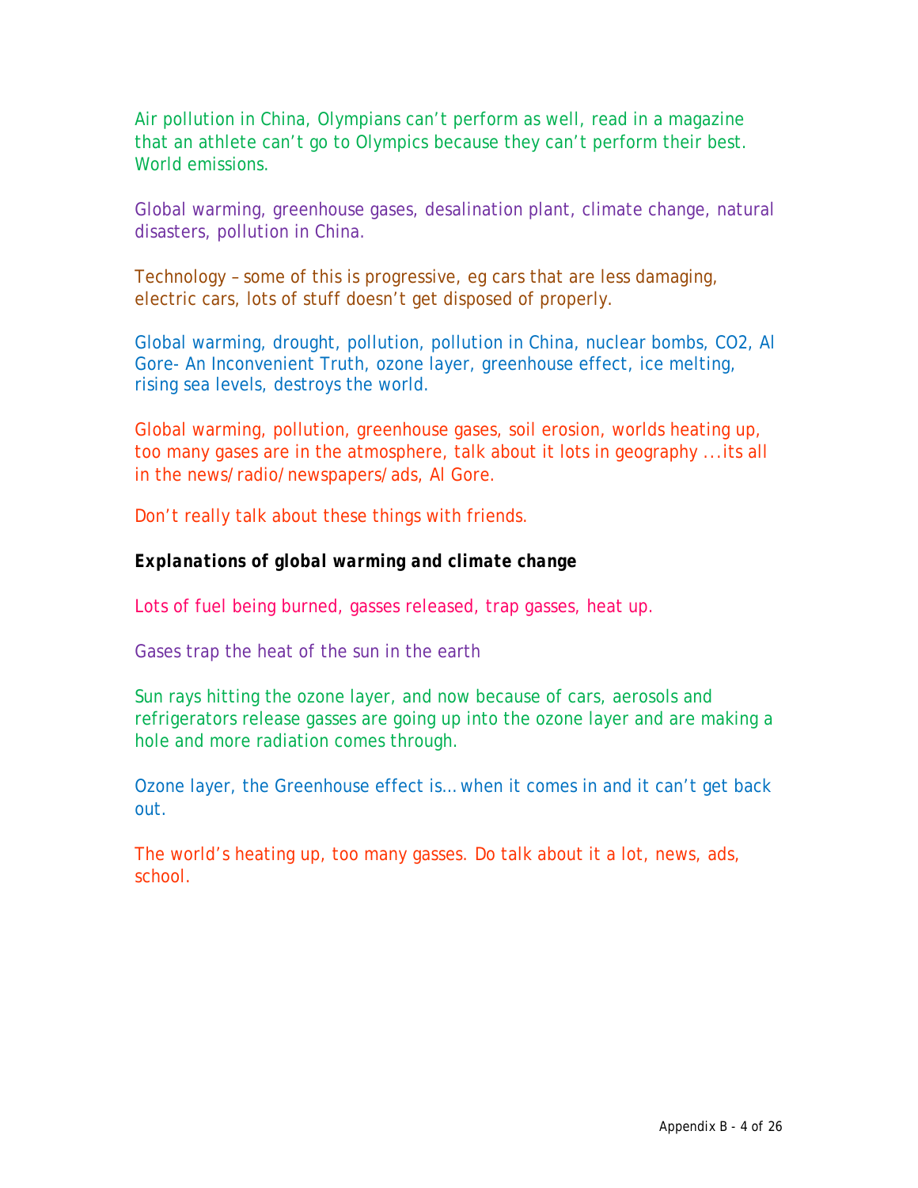Air pollution in China, Olympians can't perform as well, read in a magazine that an athlete can't go to Olympics because they can't perform their best. World emissions.

Global warming, greenhouse gases, desalination plant, climate change, natural disasters, pollution in China.

Technology – some of this is progressive, eg cars that are less damaging, electric cars, lots of stuff doesn't get disposed of properly.

Global warming, drought, pollution, pollution in China, nuclear bombs, CO2, Al Gore- An Inconvenient Truth, ozone layer, greenhouse effect, ice melting, rising sea levels, destroys the world.

Global warming, pollution, greenhouse gases, soil erosion, worlds heating up, too many gases are in the atmosphere, talk about it lots in geography ...its all in the news/radio/newspapers/ads, Al Gore.

Don't really talk about these things with friends.

***Explanations of global warming and climate change***

Lots of fuel being burned, gasses released, trap gasses, heat up.

Gases trap the heat of the sun in the earth

Sun rays hitting the ozone layer, and now because of cars, aerosols and refrigerators release gasses are going up into the ozone layer and are making a hole and more radiation comes through.

Ozone layer, the Greenhouse effect is… when it comes in and it can't get back out.

The world's heating up, too many gasses. Do talk about it a lot, news, ads, school.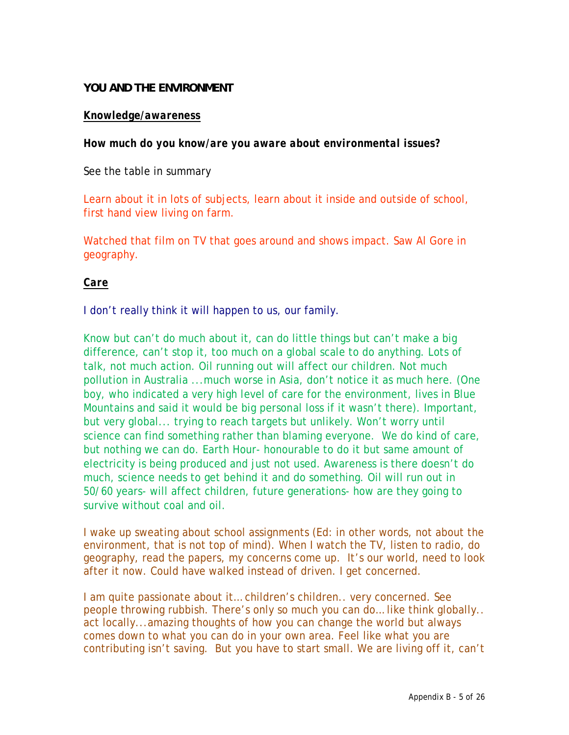**YOU AND THE ENVIRONMENT**

**Knowledge/awareness**

***How much do you know/are you aware about environmental issues?***

See the table in summary

Learn about it in lots of subjects, learn about it inside and outside of school, first hand view living on farm.

Watched that film on TV that goes around and shows impact. Saw Al Gore in geography.

***Care***

I don't really think it will happen to us, our family.

Know but can't do much about it, can do little things but can't make a big difference, can't stop it, too much on a global scale to do anything. Lots of talk, not much action. Oil running out will affect our children. Not much pollution in Australia ...much worse in Asia, don't notice it as much here. (One boy, who indicated a very high level of care for the environment, lives in Blue Mountains and said it would be big personal loss if it wasn't there). Important, but very global... trying to reach targets but unlikely. Won't worry until science can find something rather than blaming everyone. We do kind of care, but nothing we can do. Earth Hour- honourable to do it but same amount of electricity is being produced and just not used. Awareness is there doesn't do much, science needs to get behind it and do something. Oil will run out in 50/60 years- will affect children, future generations- how are they going to survive without coal and oil.

I wake up sweating about school assignments (Ed: in other words, not about the environment, that is not top of mind). When I watch the TV, listen to radio, do geography, read the papers, my concerns come up. It's our world, need to look after it now. Could have walked instead of driven. I get concerned.

I am quite passionate about it… children's children.. very concerned. See people throwing rubbish. There's only so much you can do… like think globally.. act locally...amazing thoughts of how you can change the world but always comes down to what you can do in your own area. Feel like what you are contributing isn't saving. But you have to start small. We are living off it, can't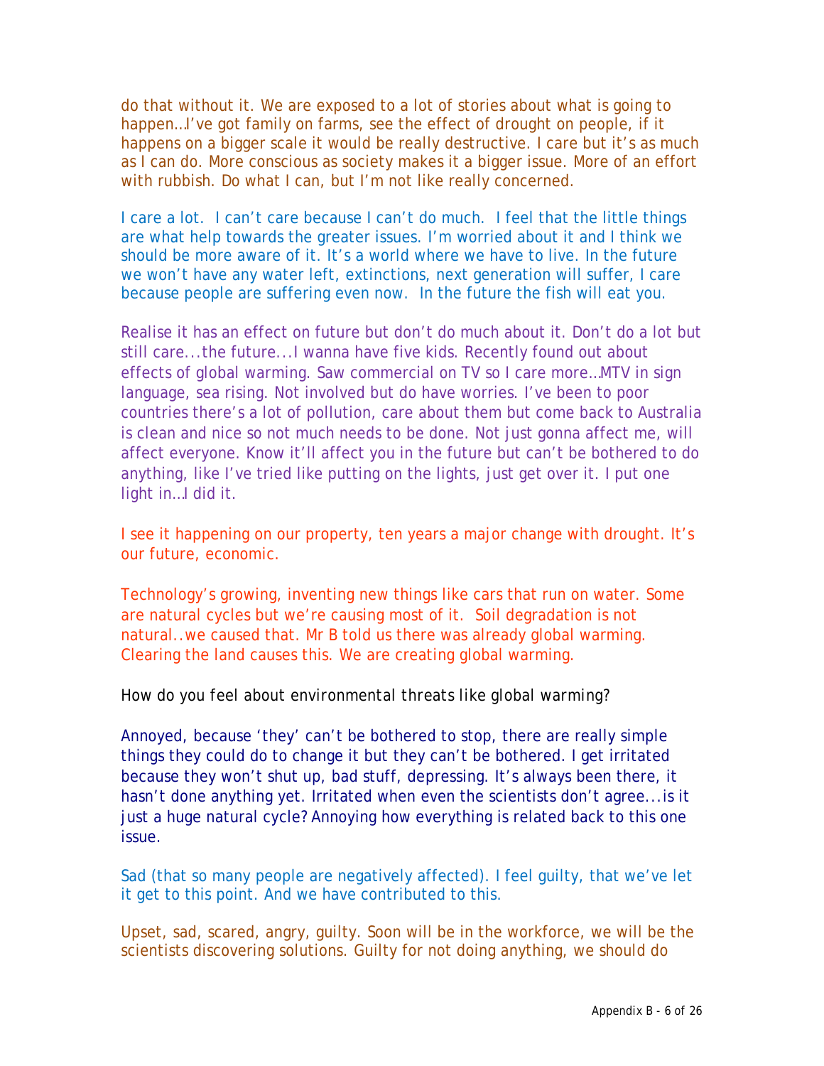do that without it. We are exposed to a lot of stories about what is going to happen…I've got family on farms, see the effect of drought on people, if it happens on a bigger scale it would be really destructive. I care but it's as much as I can do. More conscious as society makes it a bigger issue. More of an effort with rubbish. Do what I can, but I'm not like really concerned.

I care a lot. I can't care because I can't do much. I feel that the little things are what help towards the greater issues. I'm worried about it and I think we should be more aware of it. It's a world where we have to live. In the future we won't have any water left, extinctions, next generation will suffer, I care because people are suffering even now. In the future the fish will eat you.

Realise it has an effect on future but don't do much about it. Don't do a lot but still care...the future...I wanna have five kids. Recently found out about effects of global warming. Saw commercial on TV so I care more…MTV in sign language, sea rising. Not involved but do have worries. I've been to poor countries there's a lot of pollution, care about them but come back to Australia is clean and nice so not much needs to be done. Not just gonna affect me, will affect everyone. Know it'll affect you in the future but can't be bothered to do anything, like I've tried like putting on the lights, just get over it. I put one light in…I did it.

I see it happening on our property, ten years a major change with drought. It's our future, economic.

Technology's growing, inventing new things like cars that run on water. Some are natural cycles but we're causing most of it. Soil degradation is not natural..we caused that. Mr B told us there was already global warming. Clearing the land causes this. We are creating global warming.

How do you feel about environmental threats like global warming?

Annoyed, because 'they' can't be bothered to stop, there are really simple things they could do to change it but they can't be bothered. I get irritated because they won't shut up, bad stuff, depressing. It's always been there, it hasn't done anything yet. Irritated when even the scientists don't agree...is it just a huge natural cycle? Annoying how everything is related back to this one issue.

Sad (that so many people are negatively affected). I feel guilty, that we've let it get to this point. And we have contributed to this.

Upset, sad, scared, angry, guilty. Soon will be in the workforce, we will be the scientists discovering solutions. Guilty for not doing anything, we should do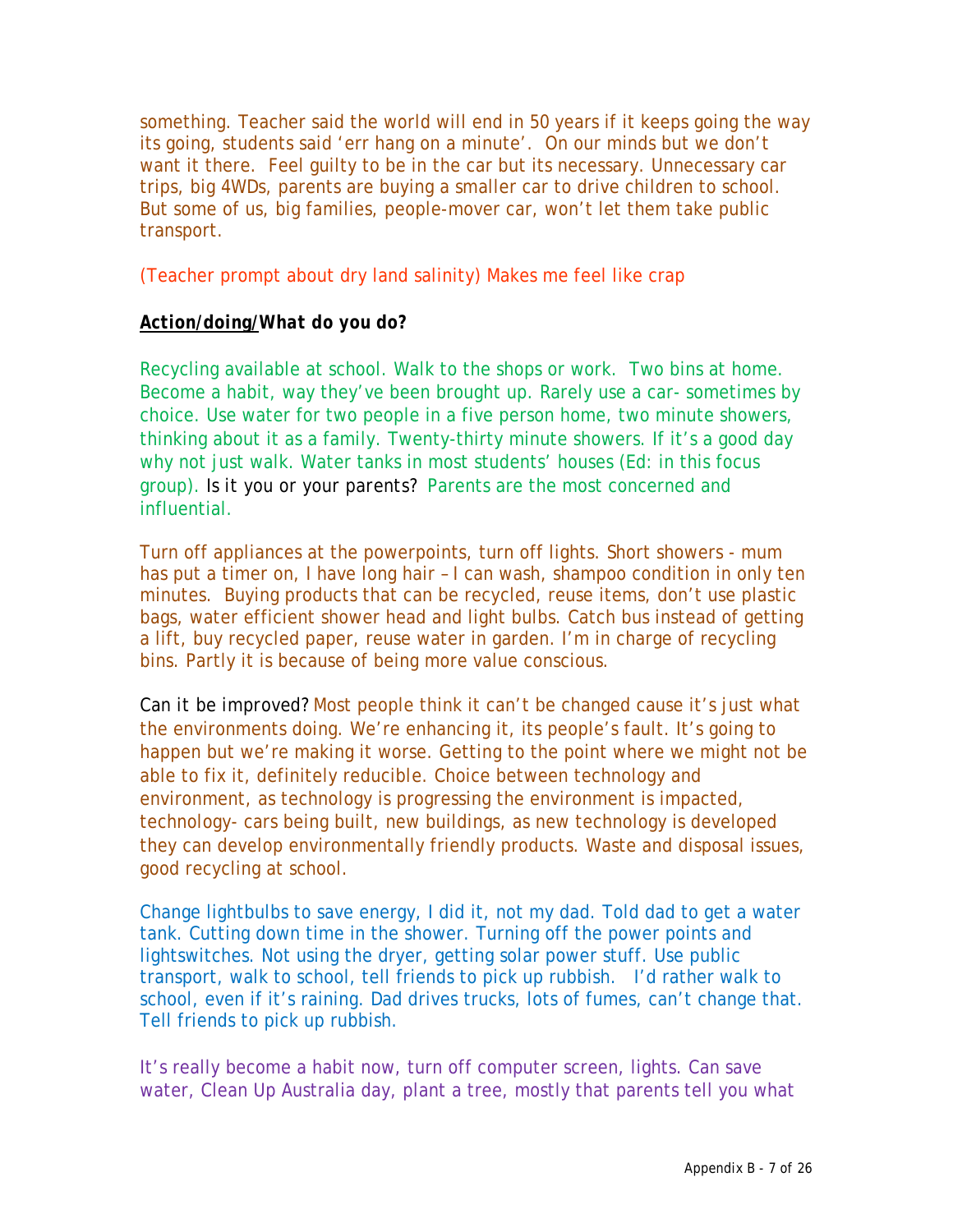something. Teacher said the world will end in 50 years if it keeps going the way its going, students said 'err hang on a minute'. On our minds but we don't want it there. Feel guilty to be in the car but its necessary. Unnecessary car trips, big 4WDs, parents are buying a smaller car to drive children to school. But some of us, big families, people-mover car, won't let them take public transport.

(Teacher prompt about dry land salinity) Makes me feel like crap

**<u>Action/doing/</u>What do you do?**

Recycling available at school. Walk to the shops or work. Two bins at home. Become a habit, way they've been brought up. Rarely use a car- sometimes by choice. Use water for two people in a five person home, two minute showers, thinking about it as a family. Twenty-thirty minute showers. If it's a good day why not just walk. Water tanks in most students' houses (Ed: in this focus group). Is it you or your parents? Parents are the most concerned and influential.

Turn off appliances at the powerpoints, turn off lights. Short showers - mum has put a timer on, I have long hair – I can wash, shampoo condition in only ten minutes. Buying products that can be recycled, reuse items, don't use plastic bags, water efficient shower head and light bulbs. Catch bus instead of getting a lift, buy recycled paper, reuse water in garden. I'm in charge of recycling bins. Partly it is because of being more value conscious.

Can it be improved? Most people think it can't be changed cause it's just what the environments doing. We're enhancing it, its people's fault. It's going to happen but we're making it worse. Getting to the point where we might not be able to fix it, definitely reducible. Choice between technology and environment, as technology is progressing the environment is impacted, technology- cars being built, new buildings, as new technology is developed they can develop environmentally friendly products. Waste and disposal issues, good recycling at school.

Change lightbulbs to save energy, I did it, not my dad. Told dad to get a water tank. Cutting down time in the shower. Turning off the power points and lightswitches. Not using the dryer, getting solar power stuff. Use public transport, walk to school, tell friends to pick up rubbish. I'd rather walk to school, even if it's raining. Dad drives trucks, lots of fumes, can't change that. Tell friends to pick up rubbish.

It's really become a habit now, turn off computer screen, lights. Can save water, Clean Up Australia day, plant a tree, mostly that parents tell you what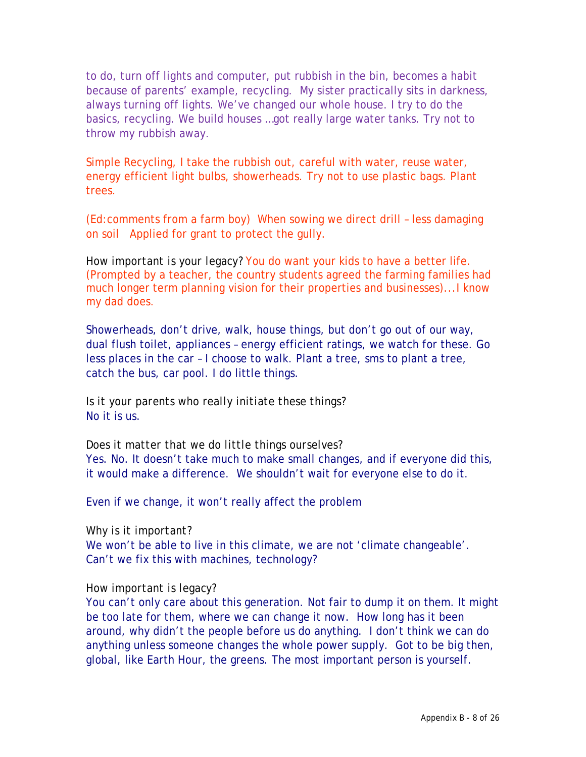to do, turn off lights and computer, put rubbish in the bin, becomes a habit because of parents' example, recycling. My sister practically sits in darkness, always turning off lights. We've changed our whole house. I try to do the basics, recycling. We build houses …got really large water tanks. Try not to throw my rubbish away.

Simple Recycling, I take the rubbish out, careful with water, reuse water, energy efficient light bulbs, showerheads. Try not to use plastic bags. Plant trees.

(Ed:comments from a farm boy) When sowing we direct drill – less damaging on soil Applied for grant to protect the gully.

How important is your legacy? You do want your kids to have a better life. (Prompted by a teacher, the country students agreed the farming families had much longer term planning vision for their properties and businesses)...I know my dad does.

Showerheads, don't drive, walk, house things, but don't go out of our way, dual flush toilet, appliances – energy efficient ratings, we watch for these. Go less places in the car – I choose to walk. Plant a tree, sms to plant a tree, catch the bus, car pool. I do little things.

Is it your parents who really initiate these things?
No it is us.

Does it matter that we do little things ourselves?
Yes. No. It doesn't take much to make small changes, and if everyone did this, it would make a difference. We shouldn't wait for everyone else to do it.

Even if we change, it won't really affect the problem

Why is it important?
We won't be able to live in this climate, we are not 'climate changeable'. Can't we fix this with machines, technology?

How important is legacy?
You can't only care about this generation. Not fair to dump it on them. It might be too late for them, where we can change it now. How long has it been around, why didn't the people before us do anything. I don't think we can do anything unless someone changes the whole power supply. Got to be big then, global, like Earth Hour, the greens. The most important person is yourself.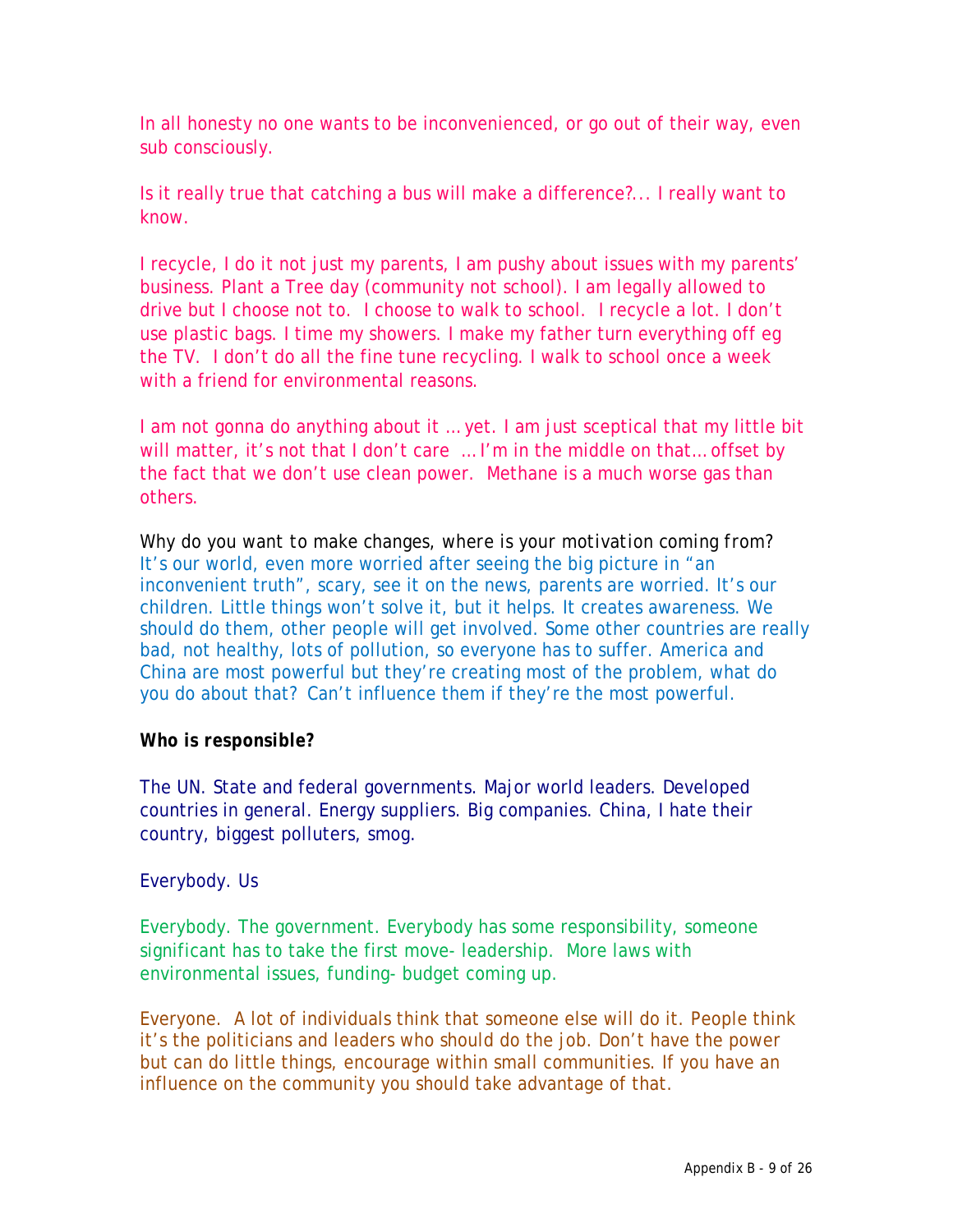In all honesty no one wants to be inconvenienced, or go out of their way, even sub consciously.

Is it really true that catching a bus will make a difference?... I really want to know.

I recycle, I do it not just my parents, I am pushy about issues with my parents' business. Plant a Tree day (community not school). I am legally allowed to drive but I choose not to. I choose to walk to school. I recycle a lot. I don't use plastic bags. I time my showers. I make my father turn everything off eg the TV. I don't do all the fine tune recycling. I walk to school once a week with a friend for environmental reasons.

I am not gonna do anything about it … yet. I am just sceptical that my little bit will matter, it's not that I don't care … I'm in the middle on that… offset by the fact that we don't use clean power. Methane is a much worse gas than others.

Why do you want to make changes, where is your motivation coming from?
It's our world, even more worried after seeing the big picture in "an inconvenient truth", scary, see it on the news, parents are worried. It's our children. Little things won't solve it, but it helps. It creates awareness. We should do them, other people will get involved. Some other countries are really bad, not healthy, lots of pollution, so everyone has to suffer. America and China are most powerful but they're creating most of the problem, what do you do about that? Can't influence them if they're the most powerful.

**Who is responsible?**

The UN. State and federal governments. Major world leaders. Developed countries in general. Energy suppliers. Big companies. China, I hate their country, biggest polluters, smog.

Everybody. Us

Everybody. The government. Everybody has some responsibility, someone significant has to take the first move- leadership. More laws with environmental issues, funding- budget coming up.

Everyone. A lot of individuals think that someone else will do it. People think it's the politicians and leaders who should do the job. Don't have the power but can do little things, encourage within small communities. If you have an influence on the community you should take advantage of that.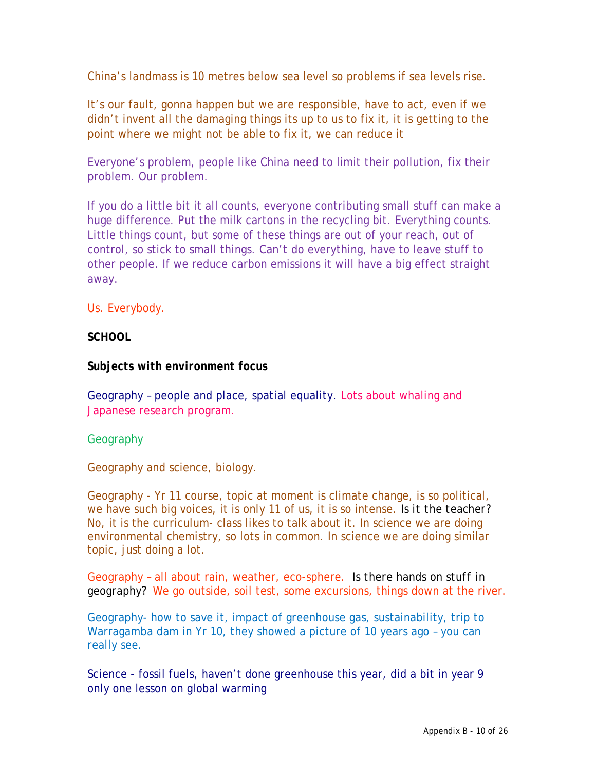China's landmass is 10 metres below sea level so problems if sea levels rise.

It's our fault, gonna happen but we are responsible, have to act, even if we didn't invent all the damaging things its up to us to fix it, it is getting to the point where we might not be able to fix it, we can reduce it

Everyone's problem, people like China need to limit their pollution, fix their problem. Our problem.

If you do a little bit it all counts, everyone contributing small stuff can make a huge difference. Put the milk cartons in the recycling bit. Everything counts. Little things count, but some of these things are out of your reach, out of control, so stick to small things. Can't do everything, have to leave stuff to other people. If we reduce carbon emissions it will have a big effect straight away.

Us. Everybody.

**SCHOOL**

**Subjects with environment focus**

Geography – people and place, spatial equality. Lots about whaling and Japanese research program.

Geography

Geography and science, biology.

Geography - Yr 11 course, topic at moment is climate change, is so political, we have such big voices, it is only 11 of us, it is so intense. Is it the teacher? No, it is the curriculum- class likes to talk about it. In science we are doing environmental chemistry, so lots in common. In science we are doing similar topic, just doing a lot.

Geography – all about rain, weather, eco-sphere. Is there hands on stuff in geography? We go outside, soil test, some excursions, things down at the river.

Geography- how to save it, impact of greenhouse gas, sustainability, trip to Warragamba dam in Yr 10, they showed a picture of 10 years ago – you can really see.

Science - fossil fuels, haven't done greenhouse this year, did a bit in year 9 only one lesson on global warming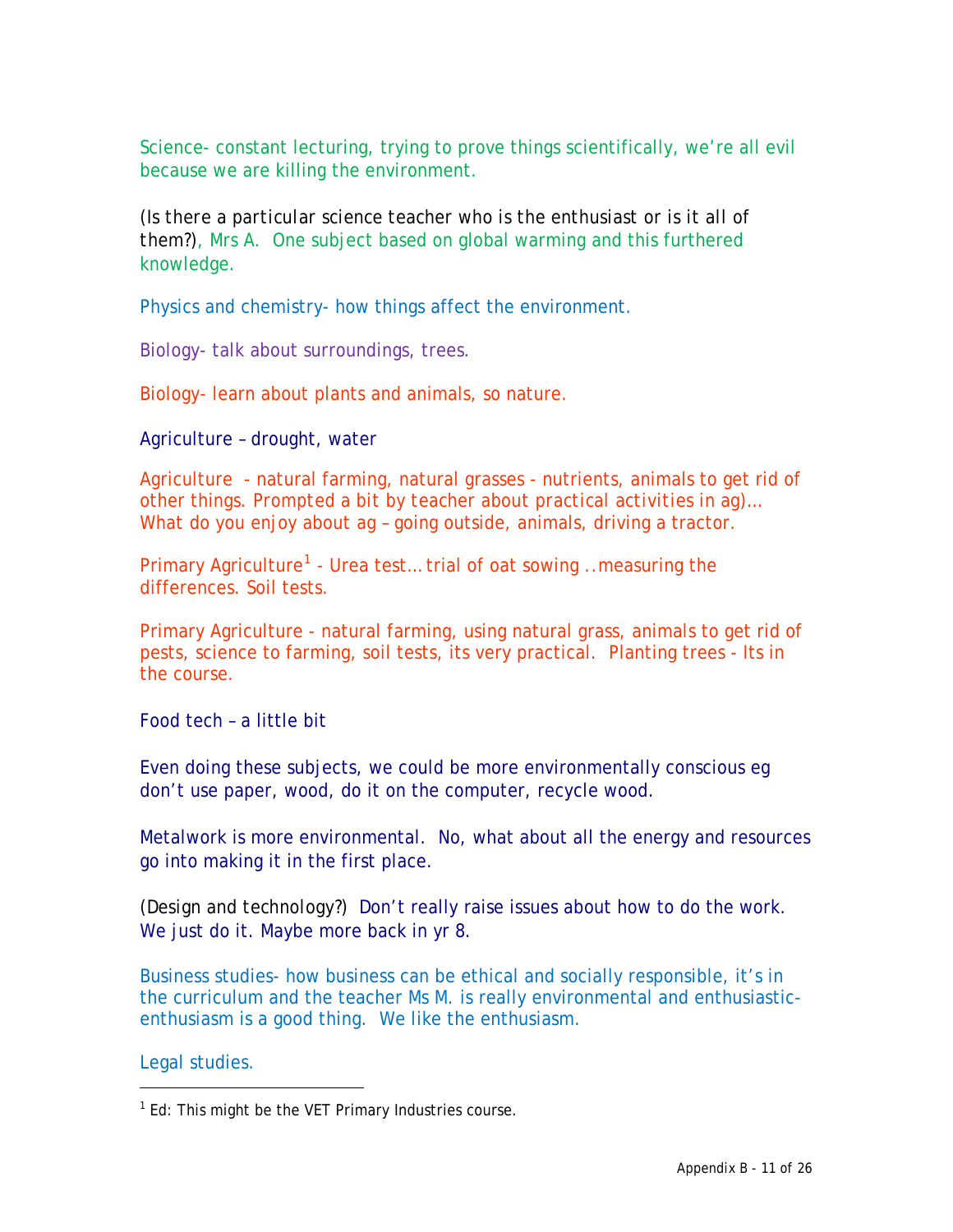Science- constant lecturing, trying to prove things scientifically, we're all evil because we are killing the environment.

(Is there a particular science teacher who is the enthusiast or is it all of them?), Mrs A. One subject based on global warming and this furthered knowledge.

Physics and chemistry- how things affect the environment.

Biology- talk about surroundings, trees.

Biology- learn about plants and animals, so nature.

Agriculture – drought, water

Agriculture - natural farming, natural grasses - nutrients, animals to get rid of other things. Prompted a bit by teacher about practical activities in ag)… What do you enjoy about ag – going outside, animals, driving a tractor.

Primary Agriculture[1] - Urea test… trial of oat sowing ..measuring the differences. Soil tests.

Primary Agriculture - natural farming, using natural grass, animals to get rid of pests, science to farming, soil tests, its very practical. Planting trees - Its in the course.

Food tech – a little bit

Even doing these subjects, we could be more environmentally conscious eg don't use paper, wood, do it on the computer, recycle wood.

Metalwork is more environmental. No, what about all the energy and resources go into making it in the first place.

(Design and technology?) Don't really raise issues about how to do the work. We just do it. Maybe more back in yr 8.

Business studies- how business can be ethical and socially responsible, it's in the curriculum and the teacher Ms M. is really environmental and enthusiastic- enthusiasm is a good thing. We like the enthusiasm.

Legal studies.

---

[1] Ed: This might be the VET Primary Industries course.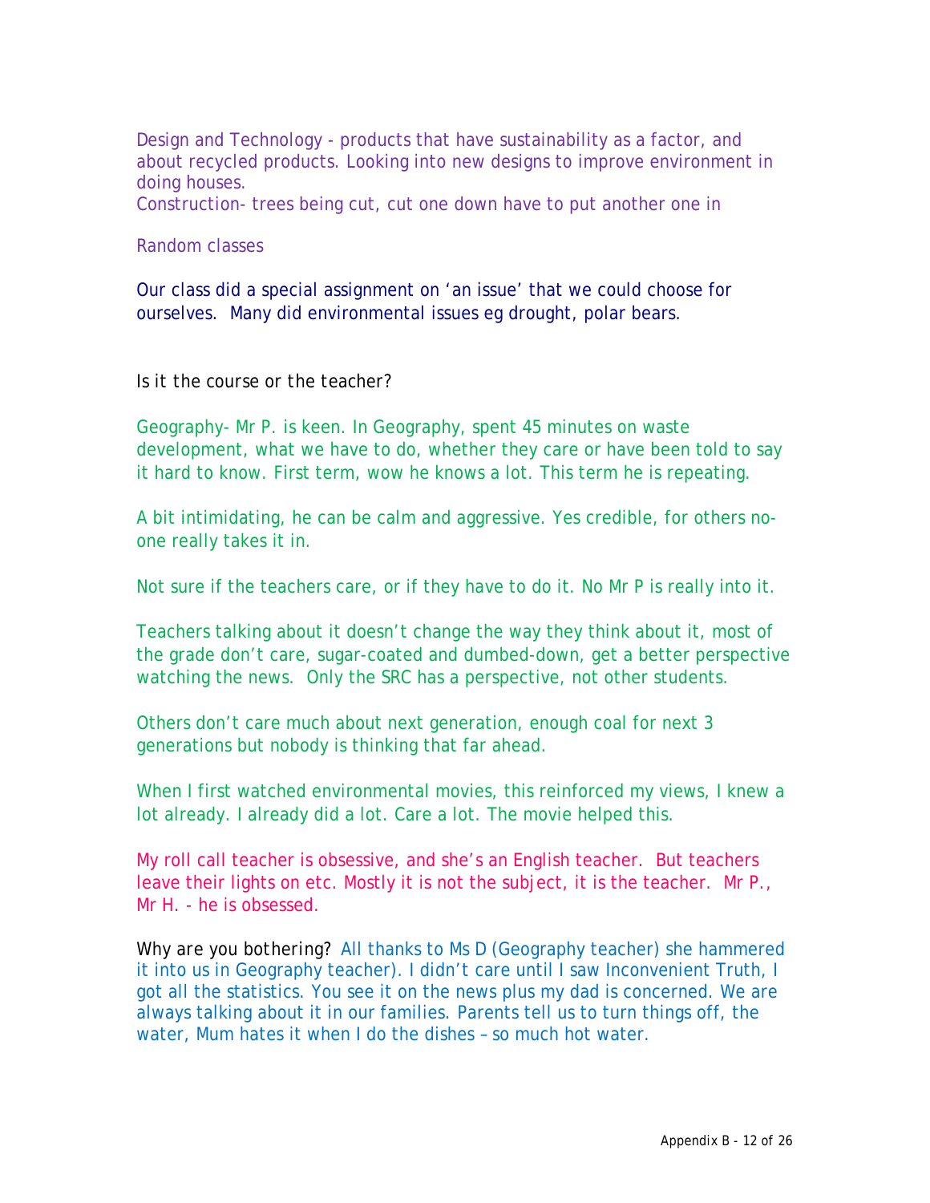Design and Technology - products that have sustainability as a factor, and about recycled products. Looking into new designs to improve environment in doing houses.
Construction- trees being cut, cut one down have to put another one in

Random classes

Our class did a special assignment on 'an issue' that we could choose for ourselves. Many did environmental issues eg drought, polar bears.

Is it the course or the teacher?

Geography- Mr P. is keen. In Geography, spent 45 minutes on waste development, what we have to do, whether they care or have been told to say it hard to know. First term, wow he knows a lot. This term he is repeating.

A bit intimidating, he can be calm and aggressive. Yes credible, for others no-one really takes it in.

Not sure if the teachers care, or if they have to do it. No Mr P is really into it.

Teachers talking about it doesn't change the way they think about it, most of the grade don't care, sugar-coated and dumbed-down, get a better perspective watching the news. Only the SRC has a perspective, not other students.

Others don't care much about next generation, enough coal for next 3 generations but nobody is thinking that far ahead.

When I first watched environmental movies, this reinforced my views, I knew a lot already. I already did a lot. Care a lot. The movie helped this.

My roll call teacher is obsessive, and she's an English teacher. But teachers leave their lights on etc. Mostly it is not the subject, it is the teacher. Mr P., Mr H. - he is obsessed.

Why are you bothering? All thanks to Ms D (Geography teacher) she hammered it into us in Geography teacher). I didn't care until I saw Inconvenient Truth, I got all the statistics. You see it on the news plus my dad is concerned. We are always talking about it in our families. Parents tell us to turn things off, the water, Mum hates it when I do the dishes – so much hot water.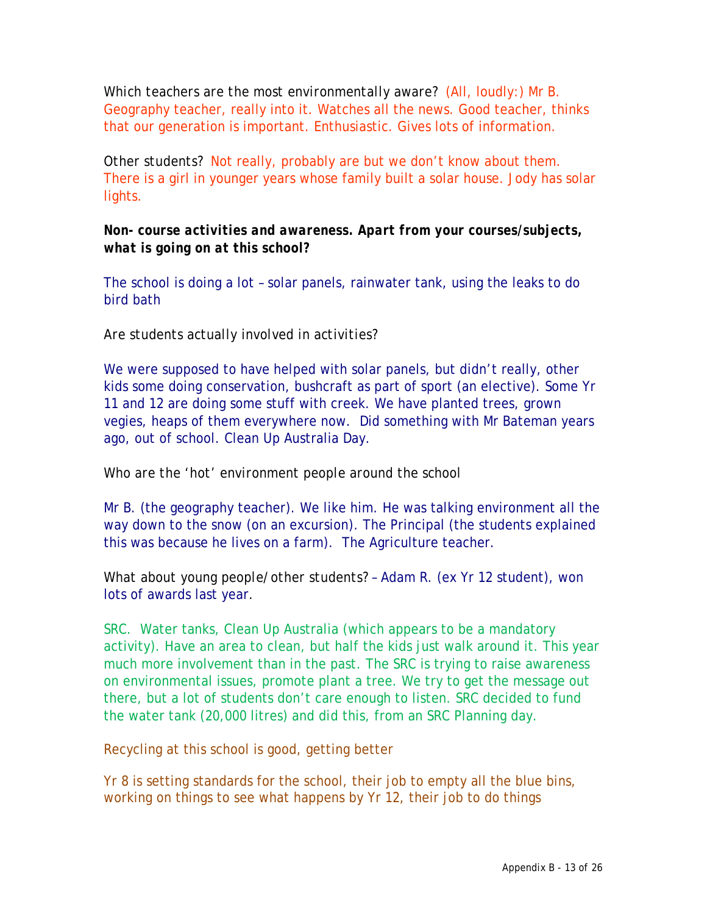Which teachers are the most environmentally aware? (All, loudly:) Mr B. Geography teacher, really into it. Watches all the news. Good teacher, thinks that our generation is important. Enthusiastic. Gives lots of information.

Other students? Not really, probably are but we don't know about them. There is a girl in younger years whose family built a solar house. Jody has solar lights.

***Non- course activities and awareness. Apart from your courses/subjects, what is going on at this school?***

The school is doing a lot – solar panels, rainwater tank, using the leaks to do bird bath

Are students actually involved in activities?

We were supposed to have helped with solar panels, but didn't really, other kids some doing conservation, bushcraft as part of sport (an elective). Some Yr 11 and 12 are doing some stuff with creek. We have planted trees, grown vegies, heaps of them everywhere now. Did something with Mr Bateman years ago, out of school. Clean Up Australia Day.

Who are the 'hot' environment people around the school

Mr B. (the geography teacher). We like him. He was talking environment all the way down to the snow (on an excursion). The Principal (the students explained this was because he lives on a farm). The Agriculture teacher.

What about young people/other students? – Adam R. (ex Yr 12 student), won lots of awards last year.

SRC. Water tanks, Clean Up Australia (which appears to be a mandatory activity). Have an area to clean, but half the kids just walk around it. This year much more involvement than in the past. The SRC is trying to raise awareness on environmental issues, promote plant a tree. We try to get the message out there, but a lot of students don't care enough to listen. SRC decided to fund the water tank (20,000 litres) and did this, from an SRC Planning day.

Recycling at this school is good, getting better

Yr 8 is setting standards for the school, their job to empty all the blue bins, working on things to see what happens by Yr 12, their job to do things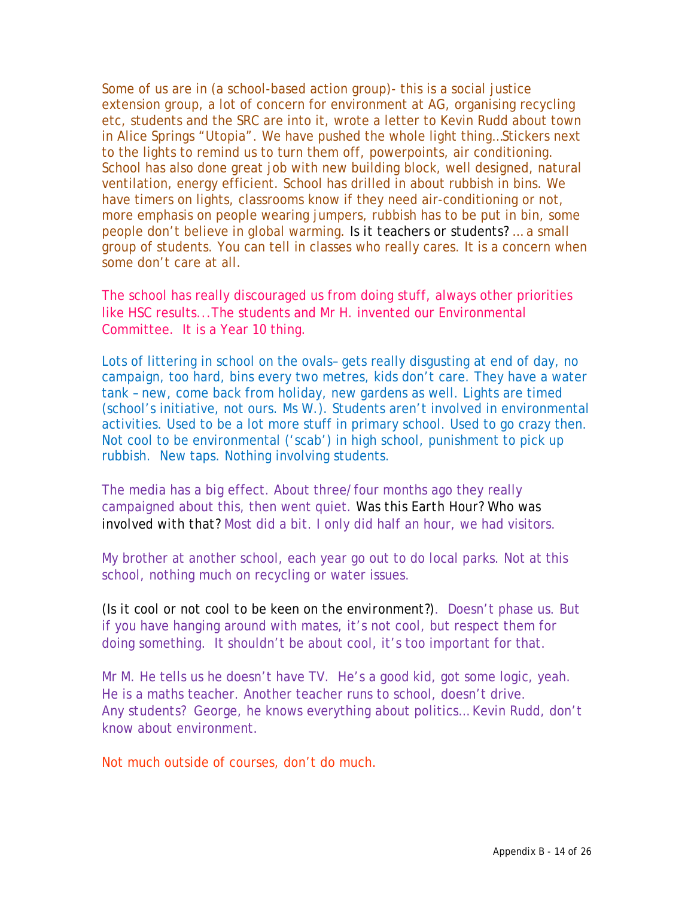Some of us are in (a school-based action group)- this is a social justice extension group, a lot of concern for environment at AG, organising recycling etc, students and the SRC are into it, wrote a letter to Kevin Rudd about town in Alice Springs "Utopia". We have pushed the whole light thing…Stickers next to the lights to remind us to turn them off, powerpoints, air conditioning. School has also done great job with new building block, well designed, natural ventilation, energy efficient. School has drilled in about rubbish in bins. We have timers on lights, classrooms know if they need air-conditioning or not, more emphasis on people wearing jumpers, rubbish has to be put in bin, some people don't believe in global warming. *Is it teachers or students?* … a small group of students. You can tell in classes who really cares. It is a concern when some don't care at all.

The school has really discouraged us from doing stuff, always other priorities like HSC results... The students and Mr H. invented our Environmental Committee. It is a Year 10 thing.

Lots of littering in school on the ovals– gets really disgusting at end of day, no campaign, too hard, bins every two metres, kids don't care. They have a water tank – new, come back from holiday, new gardens as well. Lights are timed (school's initiative, not ours. Ms W.). Students aren't involved in environmental activities. Used to be a lot more stuff in primary school. Used to go crazy then. Not cool to be environmental ('scab') in high school, punishment to pick up rubbish. New taps. Nothing involving students.

The media has a big effect. About three/four months ago they really campaigned about this, then went quiet. *Was this Earth Hour? Who was involved with that?* Most did a bit. I only did half an hour, we had visitors.

My brother at another school, each year go out to do local parks. Not at this school, nothing much on recycling or water issues.

*(Is it cool or not cool to be keen on the environment?)*. Doesn't phase us. But if you have hanging around with mates, it's not cool, but respect them for doing something. It shouldn't be about cool, it's too important for that.

Mr M. He tells us he doesn't have TV. He's a good kid, got some logic, yeah. He is a maths teacher. Another teacher runs to school, doesn't drive. *Any students?* George, he knows everything about politics… Kevin Rudd, don't know about environment.

Not much outside of courses, don't do much.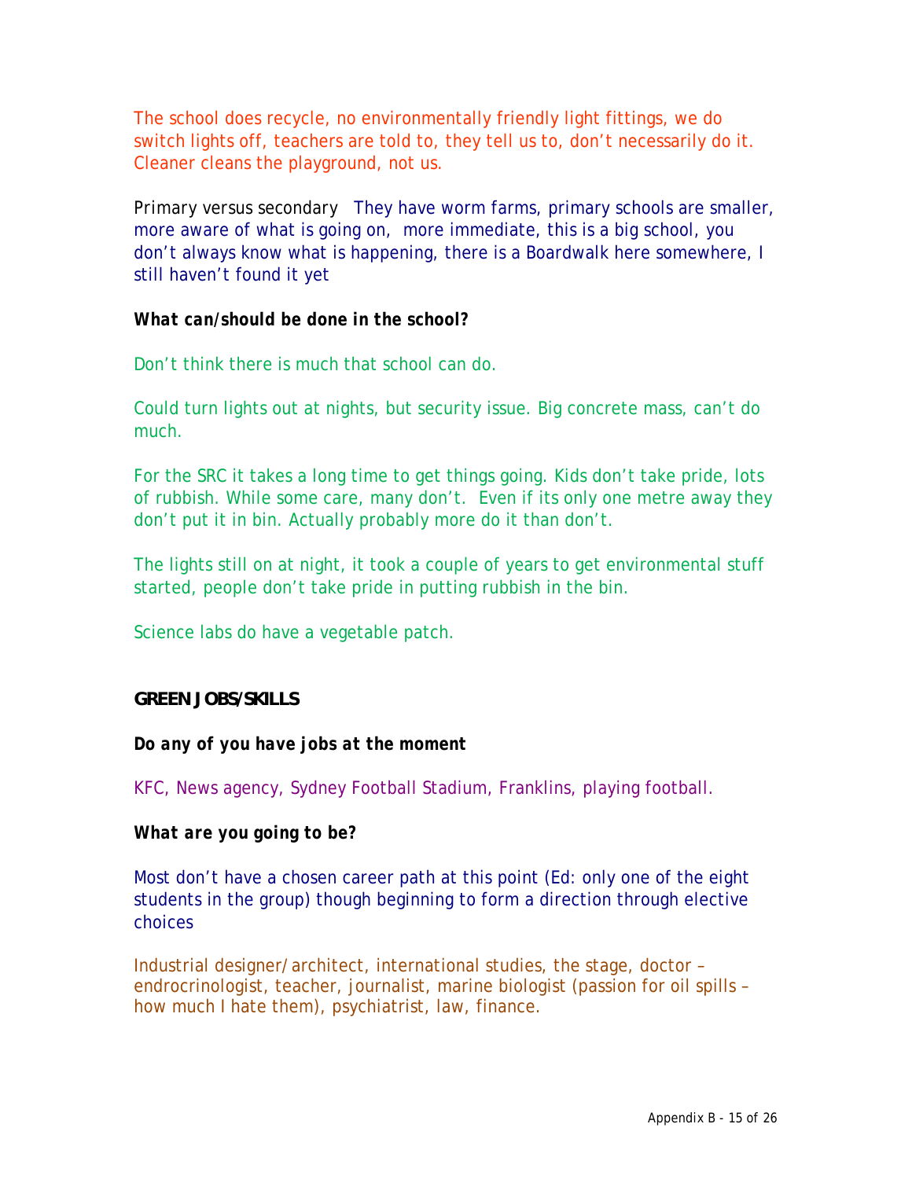The school does recycle, no environmentally friendly light fittings, we do switch lights off, teachers are told to, they tell us to, don't necessarily do it. Cleaner cleans the playground, not us.

Primary versus secondary They have worm farms, primary schools are smaller, more aware of what is going on, more immediate, this is a big school, you don't always know what is happening, there is a Boardwalk here somewhere, I still haven't found it yet

***What can/should be done in the school?***

Don't think there is much that school can do.

Could turn lights out at nights, but security issue. Big concrete mass, can't do much.

For the SRC it takes a long time to get things going. Kids don't take pride, lots of rubbish. While some care, many don't. Even if its only one metre away they don't put it in bin. Actually probably more do it than don't.

The lights still on at night, it took a couple of years to get environmental stuff started, people don't take pride in putting rubbish in the bin.

Science labs do have a vegetable patch.

**GREEN JOBS/SKILLS**

***Do any of you have jobs at the moment***

KFC, News agency, Sydney Football Stadium, Franklins, playing football.

***What are you going to be?***

Most don't have a chosen career path at this point (Ed: only one of the eight students in the group) though beginning to form a direction through elective choices

Industrial designer/architect, international studies, the stage, doctor – endrocrinologist, teacher, journalist, marine biologist (passion for oil spills – how much I hate them), psychiatrist, law, finance.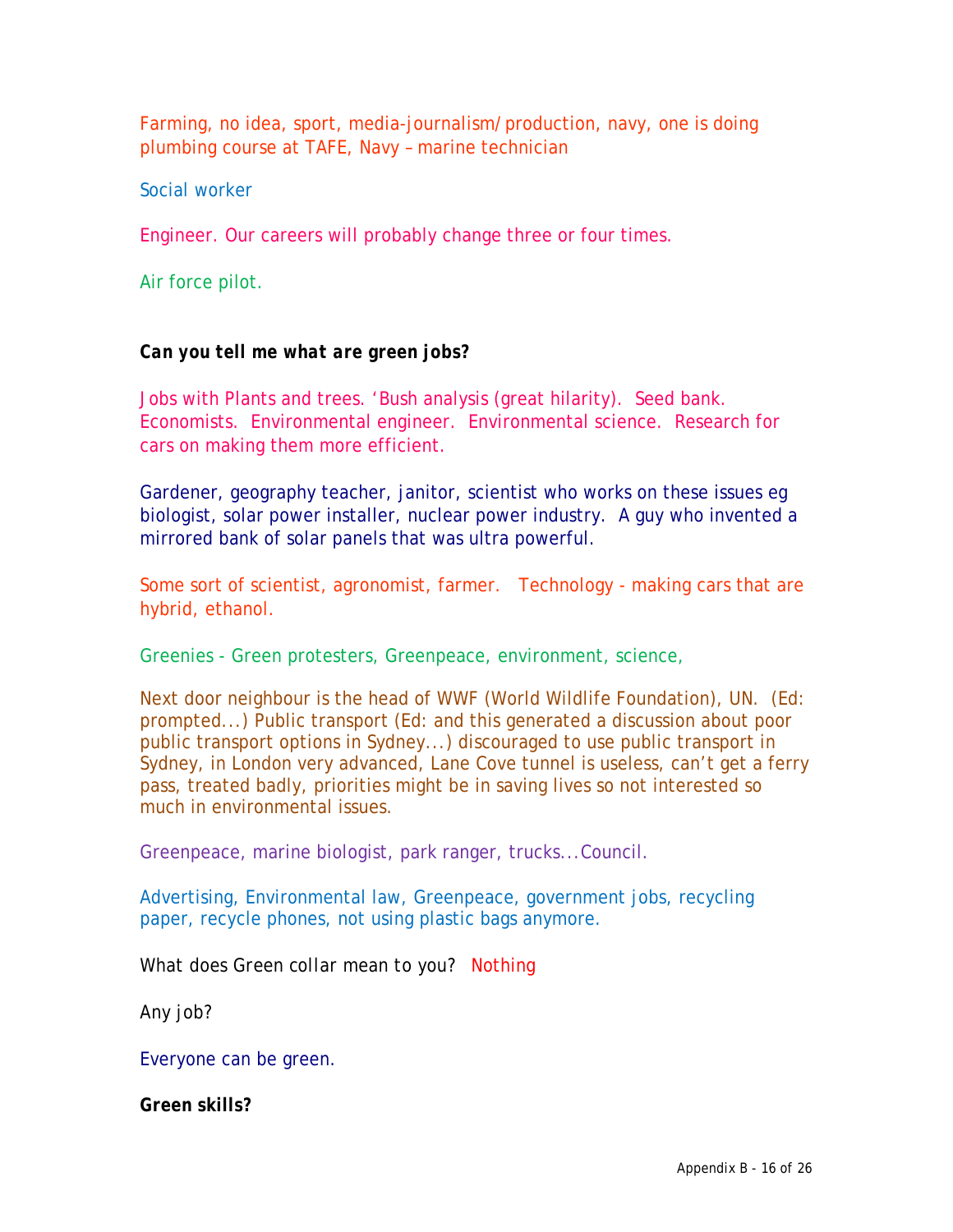Farming, no idea, sport, media-journalism/production, navy, one is doing plumbing course at TAFE, Navy – marine technician

Social worker

Engineer. Our careers will probably change three or four times.

Air force pilot.

***Can you tell me what are green jobs?***

Jobs with Plants and trees. 'Bush analysis (great hilarity). Seed bank. Economists. Environmental engineer. Environmental science. Research for cars on making them more efficient.

Gardener, geography teacher, janitor, scientist who works on these issues eg biologist, solar power installer, nuclear power industry. A guy who invented a mirrored bank of solar panels that was ultra powerful.

Some sort of scientist, agronomist, farmer. Technology - making cars that are hybrid, ethanol.

Greenies - Green protesters, Greenpeace, environment, science,

Next door neighbour is the head of WWF (World Wildlife Foundation), UN. (Ed: prompted...) Public transport (Ed: and this generated a discussion about poor public transport options in Sydney...) discouraged to use public transport in Sydney, in London very advanced, Lane Cove tunnel is useless, can't get a ferry pass, treated badly, priorities might be in saving lives so not interested so much in environmental issues.

Greenpeace, marine biologist, park ranger, trucks...Council.

Advertising, Environmental law, Greenpeace, government jobs, recycling paper, recycle phones, not using plastic bags anymore.

What does Green collar mean to you? Nothing

Any job?

Everyone can be green.

**Green skills?**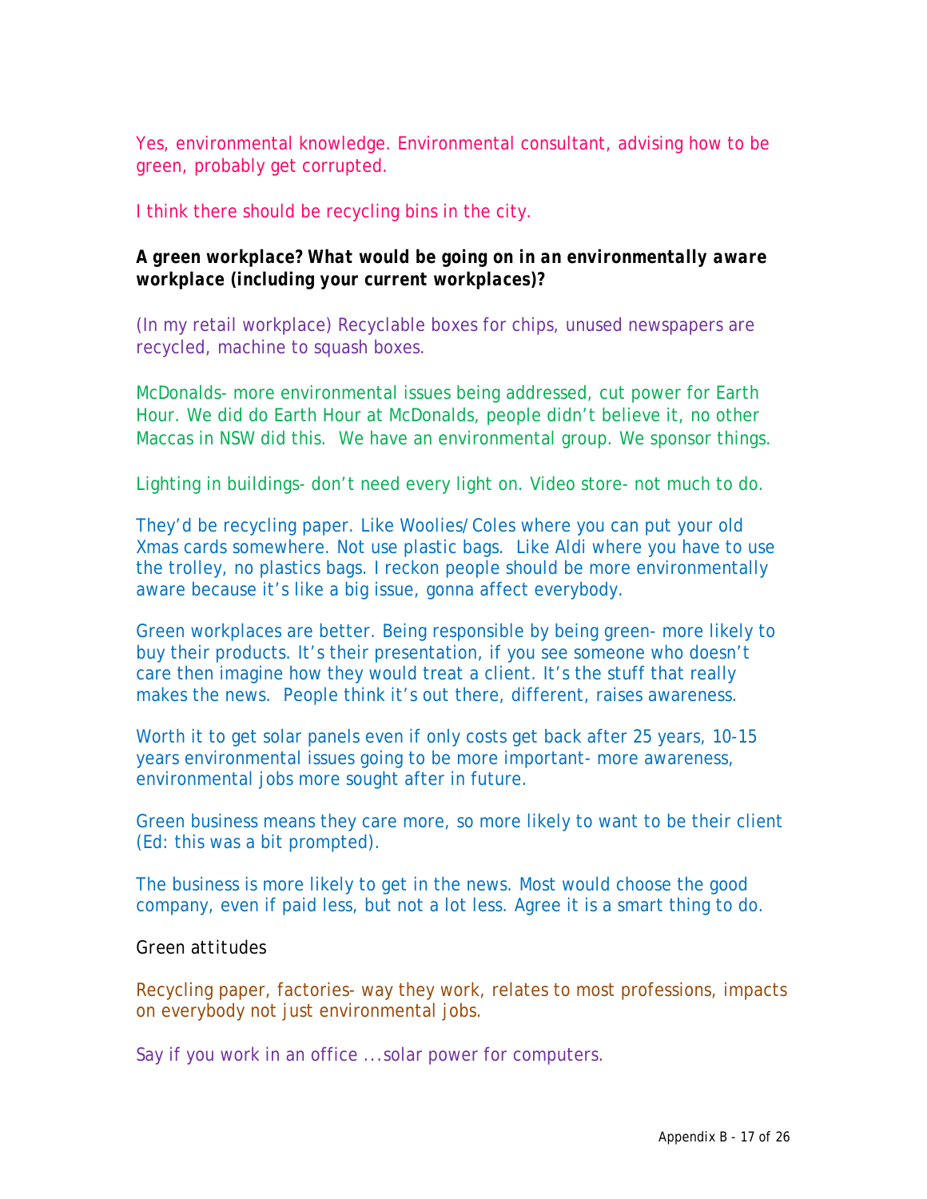Yes, environmental knowledge. Environmental consultant, advising how to be green, probably get corrupted.

I think there should be recycling bins in the city.

***A green workplace? What would be going on in an environmentally aware workplace (including your current workplaces)?***

(In my retail workplace) Recyclable boxes for chips, unused newspapers are recycled, machine to squash boxes.

McDonalds- more environmental issues being addressed, cut power for Earth Hour. We did do Earth Hour at McDonalds, people didn't believe it, no other Maccas in NSW did this. We have an environmental group. We sponsor things.

Lighting in buildings- don't need every light on. Video store- not much to do.

They'd be recycling paper. Like Woolies/Coles where you can put your old Xmas cards somewhere. Not use plastic bags. Like Aldi where you have to use the trolley, no plastics bags. I reckon people should be more environmentally aware because it's like a big issue, gonna affect everybody.

Green workplaces are better. Being responsible by being green- more likely to buy their products. It's their presentation, if you see someone who doesn't care then imagine how they would treat a client. It's the stuff that really makes the news. People think it's out there, different, raises awareness.

Worth it to get solar panels even if only costs get back after 25 years, 10-15 years environmental issues going to be more important- more awareness, environmental jobs more sought after in future.

Green business means they care more, so more likely to want to be their client (Ed: this was a bit prompted).

The business is more likely to get in the news. Most would choose the good company, even if paid less, but not a lot less. Agree it is a smart thing to do.

Green attitudes

Recycling paper, factories- way they work, relates to most professions, impacts on everybody not just environmental jobs.

Say if you work in an office ...solar power for computers.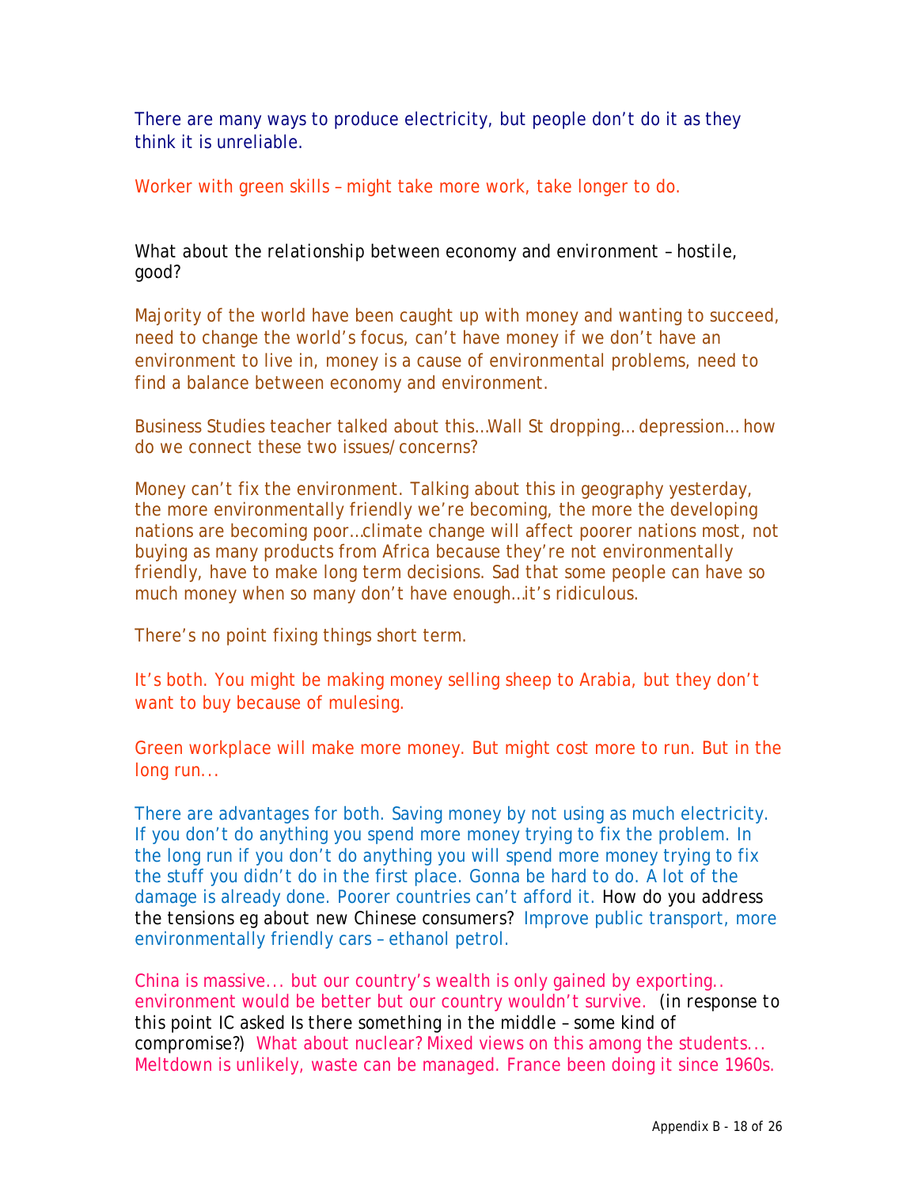There are many ways to produce electricity, but people don't do it as they think it is unreliable.

Worker with green skills – might take more work, take longer to do.

What about the relationship between economy and environment – hostile, good?

Majority of the world have been caught up with money and wanting to succeed, need to change the world's focus, can't have money if we don't have an environment to live in, money is a cause of environmental problems, need to find a balance between economy and environment.

Business Studies teacher talked about this…Wall St dropping… depression… how do we connect these two issues/concerns?

Money can't fix the environment. Talking about this in geography yesterday, the more environmentally friendly we're becoming, the more the developing nations are becoming poor…climate change will affect poorer nations most, not buying as many products from Africa because they're not environmentally friendly, have to make long term decisions. Sad that some people can have so much money when so many don't have enough…it's ridiculous.

There's no point fixing things short term.

It's both. You might be making money selling sheep to Arabia, but they don't want to buy because of mulesing.

Green workplace will make more money. But might cost more to run. But in the long run...

There are advantages for both. Saving money by not using as much electricity. If you don't do anything you spend more money trying to fix the problem. In the long run if you don't do anything you will spend more money trying to fix the stuff you didn't do in the first place. Gonna be hard to do. A lot of the damage is already done. Poorer countries can't afford it. How do you address the tensions eg about new Chinese consumers? Improve public transport, more environmentally friendly cars – ethanol petrol.

China is massive... but our country's wealth is only gained by exporting.. environment would be better but our country wouldn't survive. (in response to this point IC asked Is there something in the middle – some kind of compromise?) What about nuclear? Mixed views on this among the students... Meltdown is unlikely, waste can be managed. France been doing it since 1960s.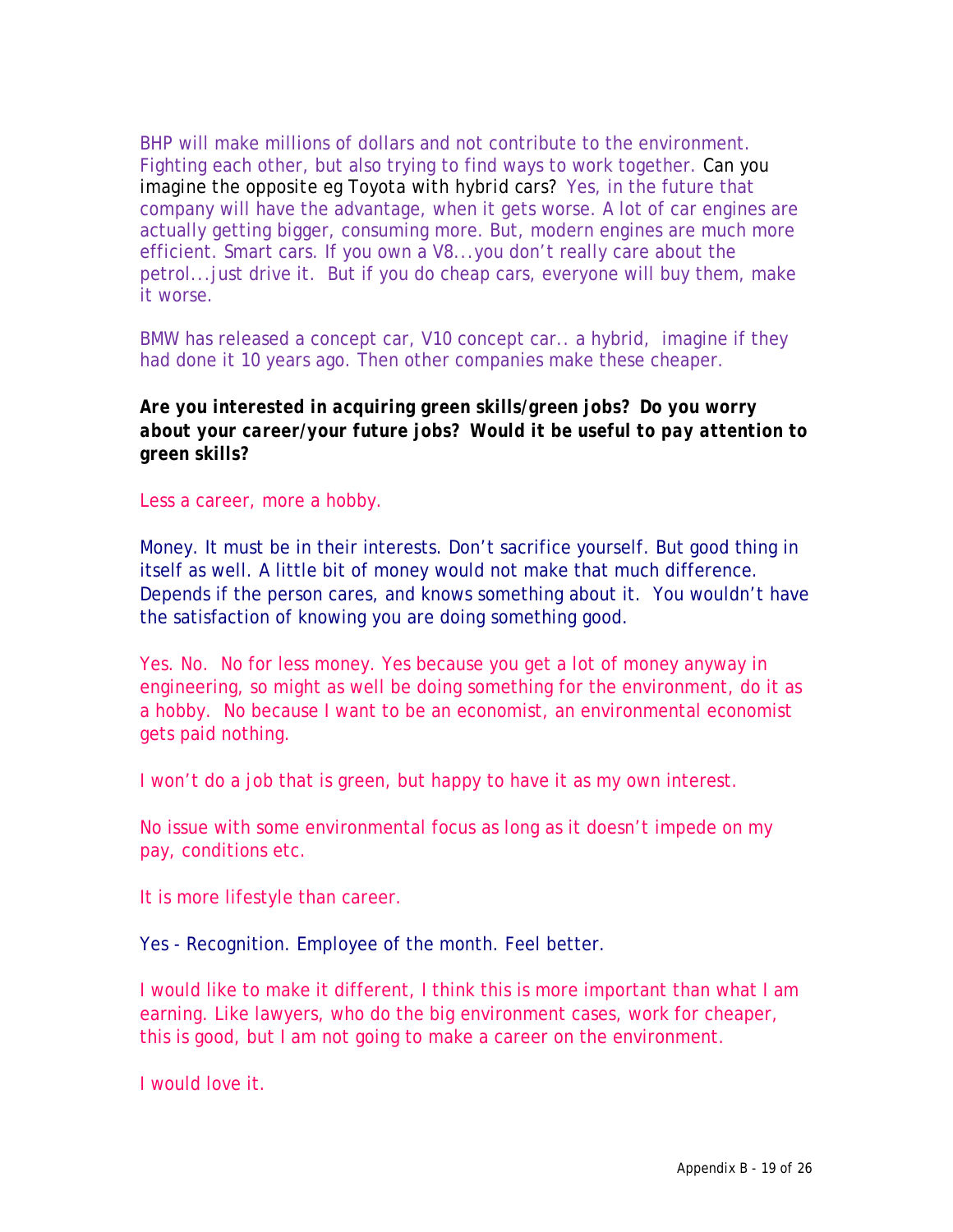BHP will make millions of dollars and not contribute to the environment. Fighting each other, but also trying to find ways to work together. *Can you imagine the opposite eg Toyota with hybrid cars?* Yes, in the future that company will have the advantage, when it gets worse. A lot of car engines are actually getting bigger, consuming more. But, modern engines are much more efficient. Smart cars. If you own a V8...you don't really care about the petrol...just drive it. But if you do cheap cars, everyone will buy them, make it worse.

BMW has released a concept car, V10 concept car.. a hybrid, imagine if they had done it 10 years ago. Then other companies make these cheaper.

***Are you interested in acquiring green skills/green jobs? Do you worry about your career/your future jobs? Would it be useful to pay attention to green skills?***

Less a career, more a hobby.

Money. It must be in their interests. Don't sacrifice yourself. But good thing in itself as well. A little bit of money would not make that much difference. Depends if the person cares, and knows something about it. You wouldn't have the satisfaction of knowing you are doing something good.

Yes. No. No for less money. Yes because you get a lot of money anyway in engineering, so might as well be doing something for the environment, do it as a hobby. No because I want to be an economist, an environmental economist gets paid nothing.

I won't do a job that is green, but happy to have it as my own interest.

No issue with some environmental focus as long as it doesn't impede on my pay, conditions etc.

It is more lifestyle than career.

Yes - Recognition. Employee of the month. Feel better.

I would like to make it different, I think this is more important than what I am earning. Like lawyers, who do the big environment cases, work for cheaper, this is good, but I am not going to make a career on the environment.

I would love it.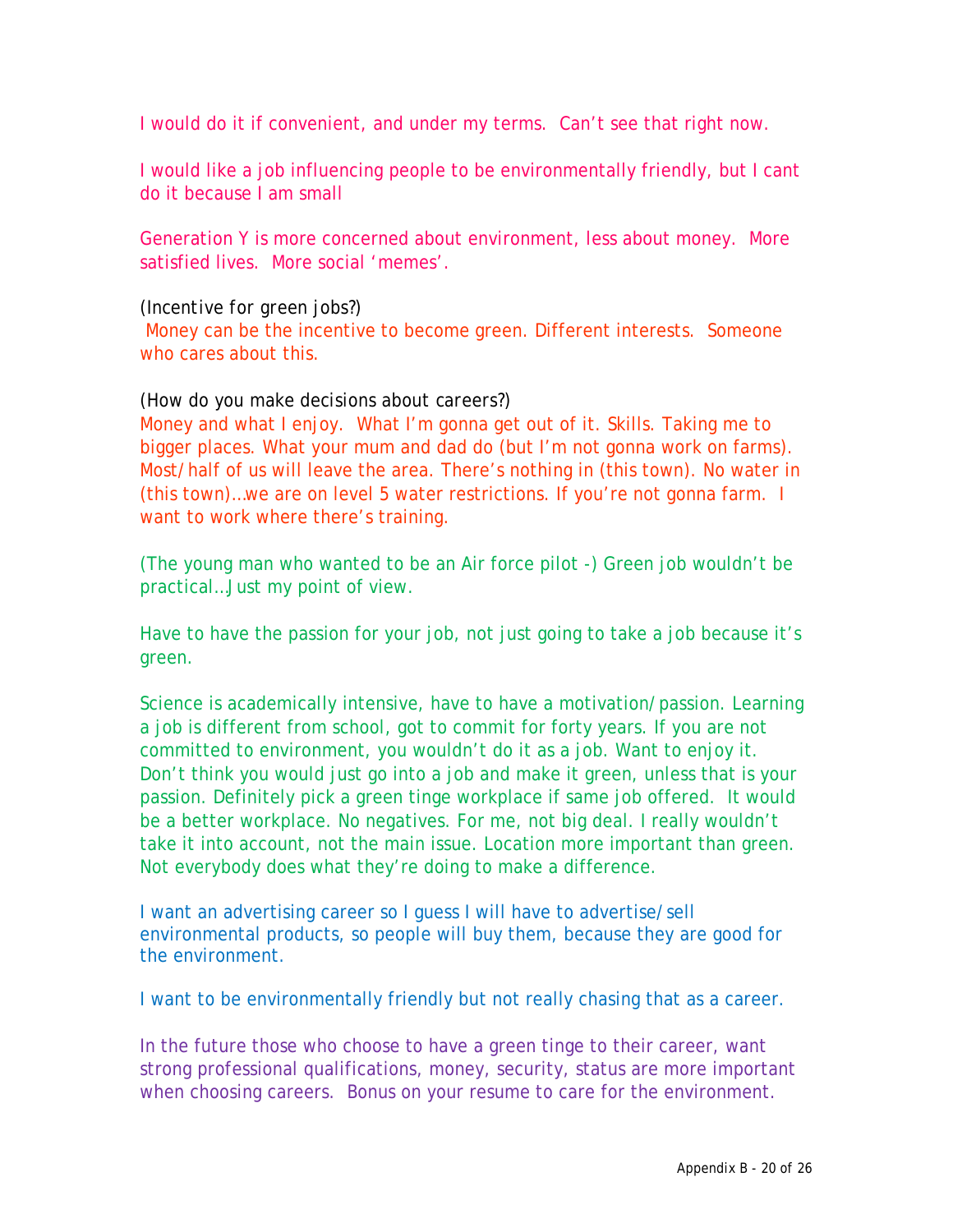I would do it if convenient, and under my terms. Can't see that right now.

I would like a job influencing people to be environmentally friendly, but I cant do it because I am small

Generation Y is more concerned about environment, less about money. More satisfied lives. More social 'memes'.

(Incentive for green jobs?)
Money can be the incentive to become green. Different interests. Someone who cares about this.

(How do you make decisions about careers?)
Money and what I enjoy. What I'm gonna get out of it. Skills. Taking me to bigger places. What your mum and dad do (but I'm not gonna work on farms). Most/half of us will leave the area. There's nothing in (this town). No water in (this town)…we are on level 5 water restrictions. If you're not gonna farm. I want to work where there's training.

(The young man who wanted to be an Air force pilot -) Green job wouldn't be practical…Just my point of view.

Have to have the passion for your job, not just going to take a job because it's green.

Science is academically intensive, have to have a motivation/passion. Learning a job is different from school, got to commit for forty years. If you are not committed to environment, you wouldn't do it as a job. Want to enjoy it. Don't think you would just go into a job and make it green, unless that is your passion. Definitely pick a green tinge workplace if same job offered. It would be a better workplace. No negatives. For me, not big deal. I really wouldn't take it into account, not the main issue. Location more important than green. Not everybody does what they're doing to make a difference.

I want an advertising career so I guess I will have to advertise/sell environmental products, so people will buy them, because they are good for the environment.

I want to be environmentally friendly but not really chasing that as a career.

In the future those who choose to have a green tinge to their career, want strong professional qualifications, money, security, status are more important when choosing careers. Bonus on your resume to care for the environment.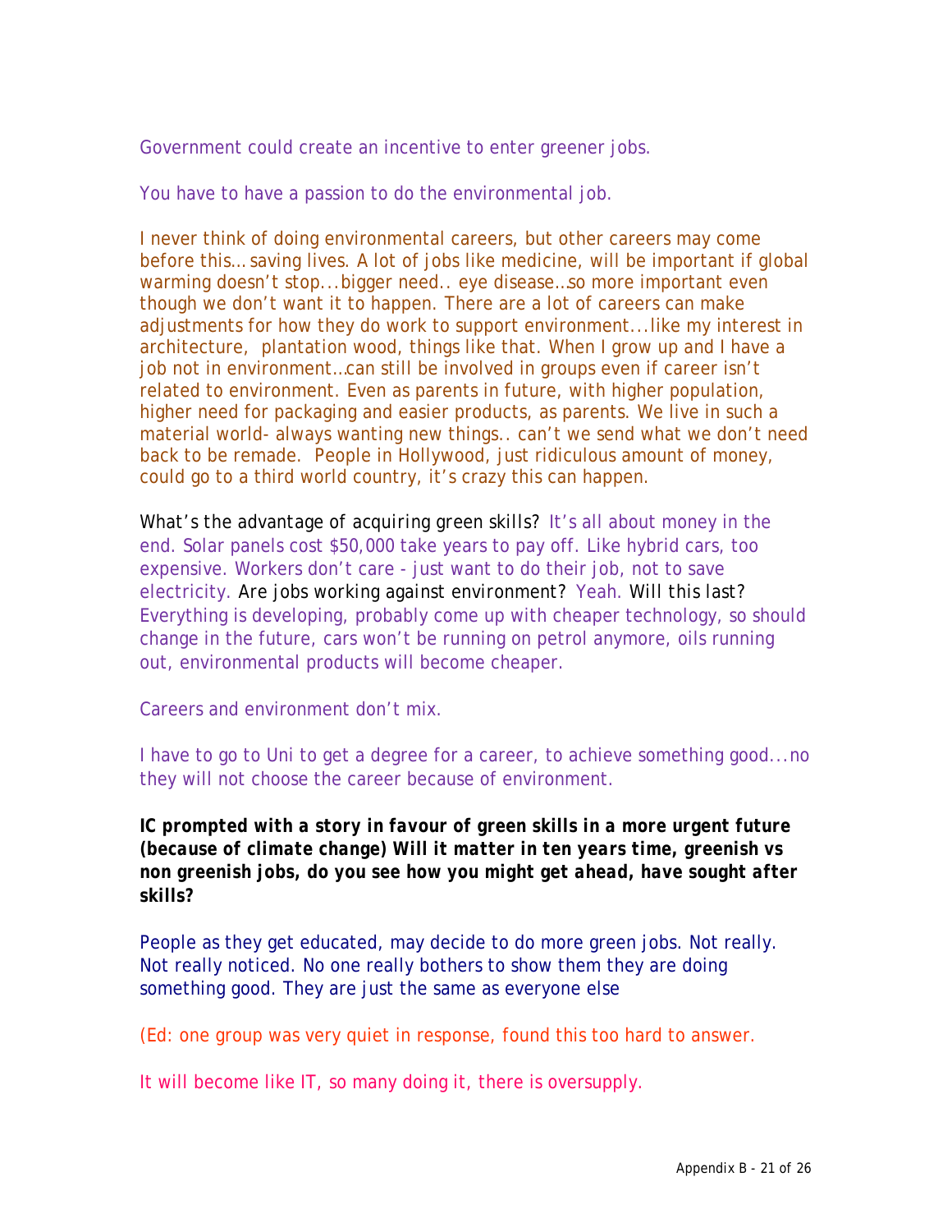Government could create an incentive to enter greener jobs.

You have to have a passion to do the environmental job.

I never think of doing environmental careers, but other careers may come before this… saving lives. A lot of jobs like medicine, will be important if global warming doesn't stop...bigger need.. eye disease…so more important even though we don't want it to happen. There are a lot of careers can make adjustments for how they do work to support environment...like my interest in architecture, plantation wood, things like that. When I grow up and I have a job not in environment…can still be involved in groups even if career isn't related to environment. Even as parents in future, with higher population, higher need for packaging and easier products, as parents. We live in such a material world- always wanting new things.. can't we send what we don't need back to be remade. People in Hollywood, just ridiculous amount of money, could go to a third world country, it's crazy this can happen.

What's the advantage of acquiring green skills? It's all about money in the end. Solar panels cost $50,000 take years to pay off. Like hybrid cars, too expensive. Workers don't care - just want to do their job, not to save electricity. Are jobs working against environment? Yeah. Will this last? Everything is developing, probably come up with cheaper technology, so should change in the future, cars won't be running on petrol anymore, oils running out, environmental products will become cheaper.

Careers and environment don't mix.

I have to go to Uni to get a degree for a career, to achieve something good...no they will not choose the career because of environment.

**IC prompted with a story in favour of green skills in a more urgent future (because of climate change) *Will it matter in ten years time, greenish vs non greenish jobs, do you see how you might get ahead, have sought after skills?***

People as they get educated, may decide to do more green jobs. Not really. Not really noticed. No one really bothers to show them they are doing something good. They are just the same as everyone else

(Ed: one group was very quiet in response, found this too hard to answer.

It will become like IT, so many doing it, there is oversupply.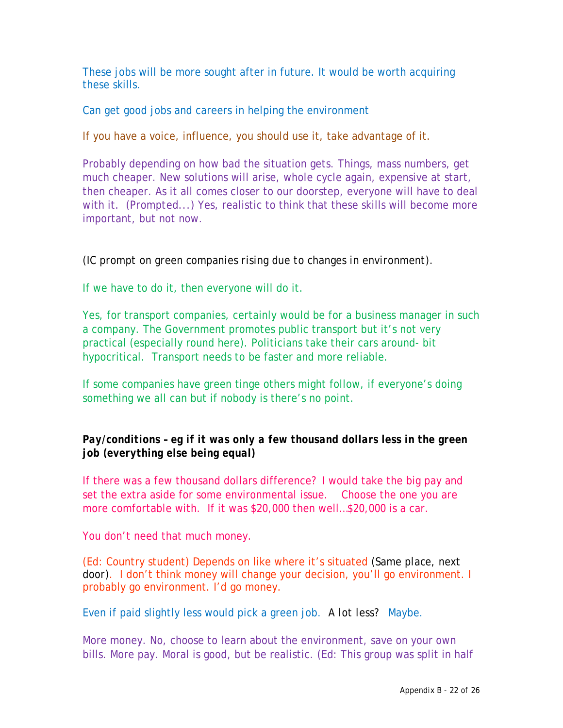These jobs will be more sought after in future. It would be worth acquiring these skills.

Can get good jobs and careers in helping the environment

If you have a voice, influence, you should use it, take advantage of it.

Probably depending on how bad the situation gets. Things, mass numbers, get much cheaper. New solutions will arise, whole cycle again, expensive at start, then cheaper. As it all comes closer to our doorstep, everyone will have to deal with it. (Prompted...) Yes, realistic to think that these skills will become more important, but not now.

(IC prompt on green companies rising due to changes in environment).

If we have to do it, then everyone will do it.

Yes, for transport companies, certainly would be for a business manager in such a company. The Government promotes public transport but it's not very practical (especially round here). Politicians take their cars around- bit hypocritical. Transport needs to be faster and more reliable.

If some companies have green tinge others might follow, if everyone's doing something we all can but if nobody is there's no point.

**Pay/conditions – eg if it was only a few thousand dollars less in the green job (everything else being equal)**

If there was a few thousand dollars difference? I would take the big pay and set the extra aside for some environmental issue. Choose the one you are more comfortable with. If it was $20,000 then well…$20,000 is a car.

You don't need that much money.

(Ed: Country student) Depends on like where it's situated (Same place, next door). I don't think money will change your decision, you'll go environment. I probably go environment. I'd go money.

Even if paid slightly less would pick a green job. A lot less? Maybe.

More money. No, choose to learn about the environment, save on your own bills. More pay. Moral is good, but be realistic. (Ed: This group was split in half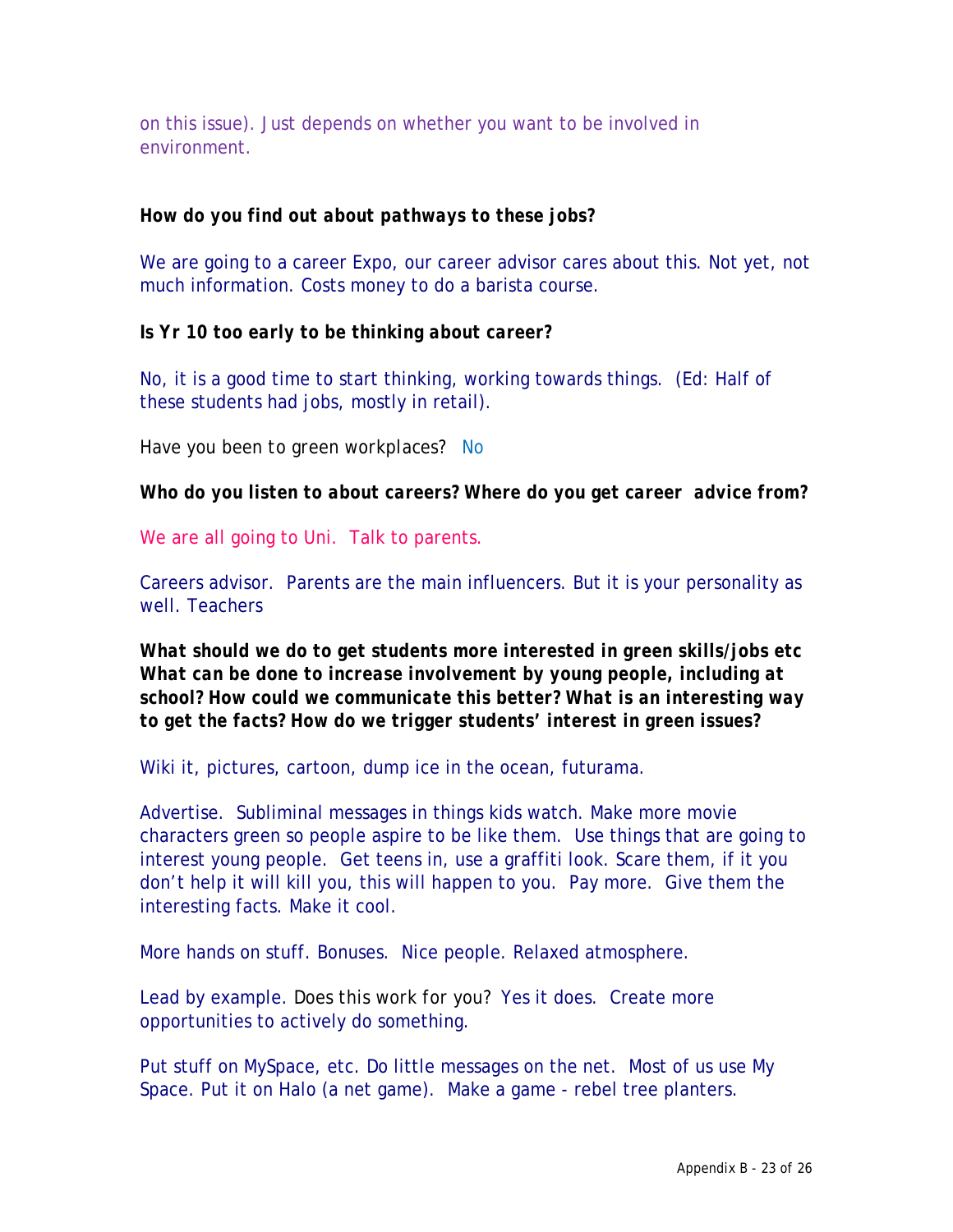on this issue). Just depends on whether you want to be involved in environment.

***How do you find out about pathways to these jobs?***

We are going to a career Expo, our career advisor cares about this. Not yet, not much information. Costs money to do a barista course.

***Is Yr 10 too early to be thinking about career?***

No, it is a good time to start thinking, working towards things. (Ed: Half of these students had jobs, mostly in retail).

Have you been to green workplaces? No

***Who do you listen to about careers? Where do you get career advice from?***

We are all going to Uni. Talk to parents.

Careers advisor. Parents are the main influencers. But it is your personality as well. Teachers

***What should we do to get students more interested in green skills/jobs etc What can be done to increase involvement by young people, including at school? How could we communicate this better? What is an interesting way to get the facts? How do we trigger students' interest in green issues?***

Wiki it, pictures, cartoon, dump ice in the ocean, futurama.

Advertise. Subliminal messages in things kids watch. Make more movie characters green so people aspire to be like them. Use things that are going to interest young people. Get teens in, use a graffiti look. Scare them, if it you don't help it will kill you, this will happen to you. Pay more. Give them the interesting facts. Make it cool.

More hands on stuff. Bonuses. Nice people. Relaxed atmosphere.

Lead by example. Does this work for you? Yes it does. Create more opportunities to actively do something.

Put stuff on MySpace, etc. Do little messages on the net. Most of us use My Space. Put it on Halo (a net game). Make a game - rebel tree planters.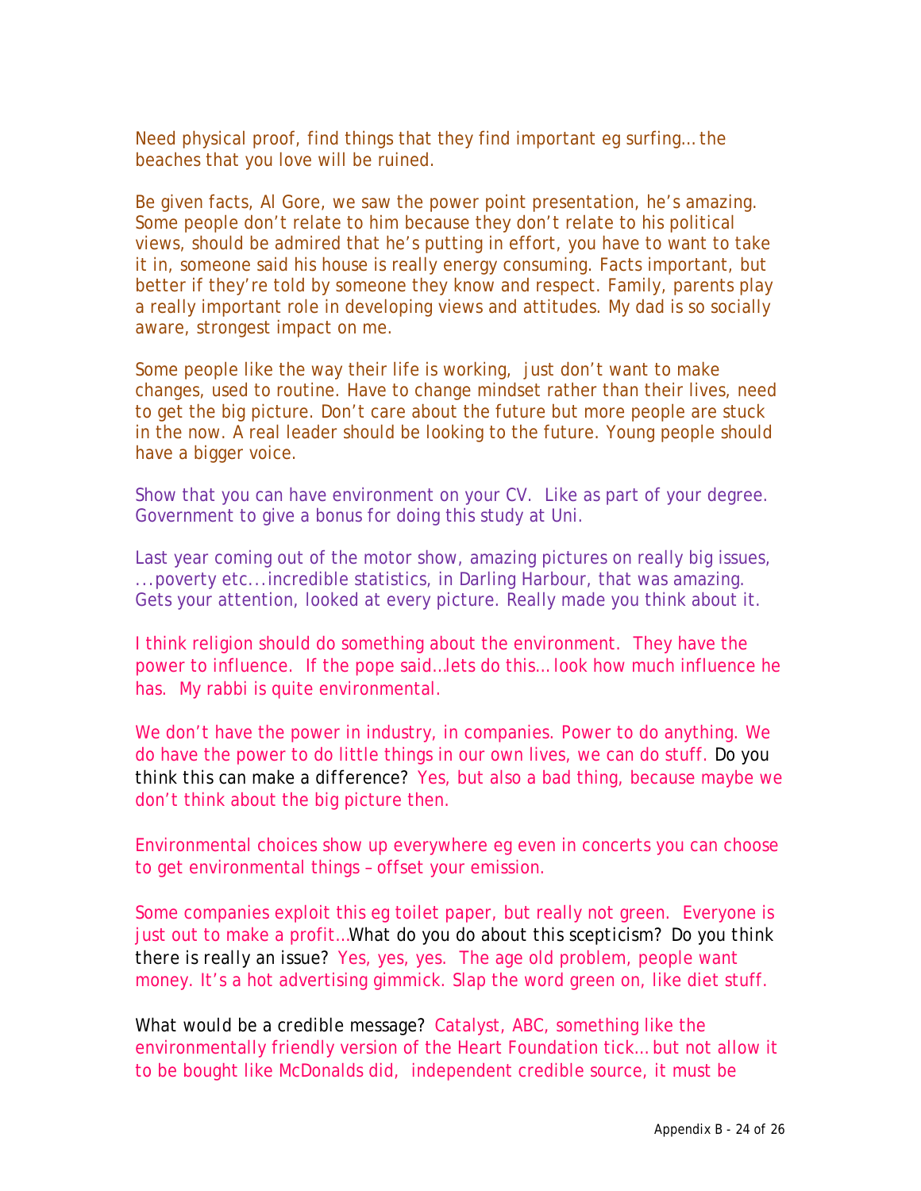Need physical proof, find things that they find important eg surfing… the beaches that you love will be ruined.

Be given facts, Al Gore, we saw the power point presentation, he's amazing. Some people don't relate to him because they don't relate to his political views, should be admired that he's putting in effort, you have to want to take it in, someone said his house is really energy consuming. Facts important, but better if they're told by someone they know and respect. Family, parents play a really important role in developing views and attitudes. My dad is so socially aware, strongest impact on me.

Some people like the way their life is working, just don't want to make changes, used to routine. Have to change mindset rather than their lives, need to get the big picture. Don't care about the future but more people are stuck in the now. A real leader should be looking to the future. Young people should have a bigger voice.

Show that you can have environment on your CV. Like as part of your degree. Government to give a bonus for doing this study at Uni.

Last year coming out of the motor show, amazing pictures on really big issues, ...poverty etc...incredible statistics, in Darling Harbour, that was amazing. Gets your attention, looked at every picture. Really made you think about it.

I think religion should do something about the environment. They have the power to influence. If the pope said…lets do this… look how much influence he has. My rabbi is quite environmental.

We don't have the power in industry, in companies. Power to do anything. We do have the power to do little things in our own lives, we can do stuff. Do you think this can make a difference? Yes, but also a bad thing, because maybe we don't think about the big picture then.

Environmental choices show up everywhere eg even in concerts you can choose to get environmental things – offset your emission.

Some companies exploit this eg toilet paper, but really not green. Everyone is just out to make a profit…What do you do about this scepticism? Do you think there is really an issue? Yes, yes, yes. The age old problem, people want money. It's a hot advertising gimmick. Slap the word green on, like diet stuff.

What would be a credible message? Catalyst, ABC, something like the environmentally friendly version of the Heart Foundation tick… but not allow it to be bought like McDonalds did, independent credible source, it must be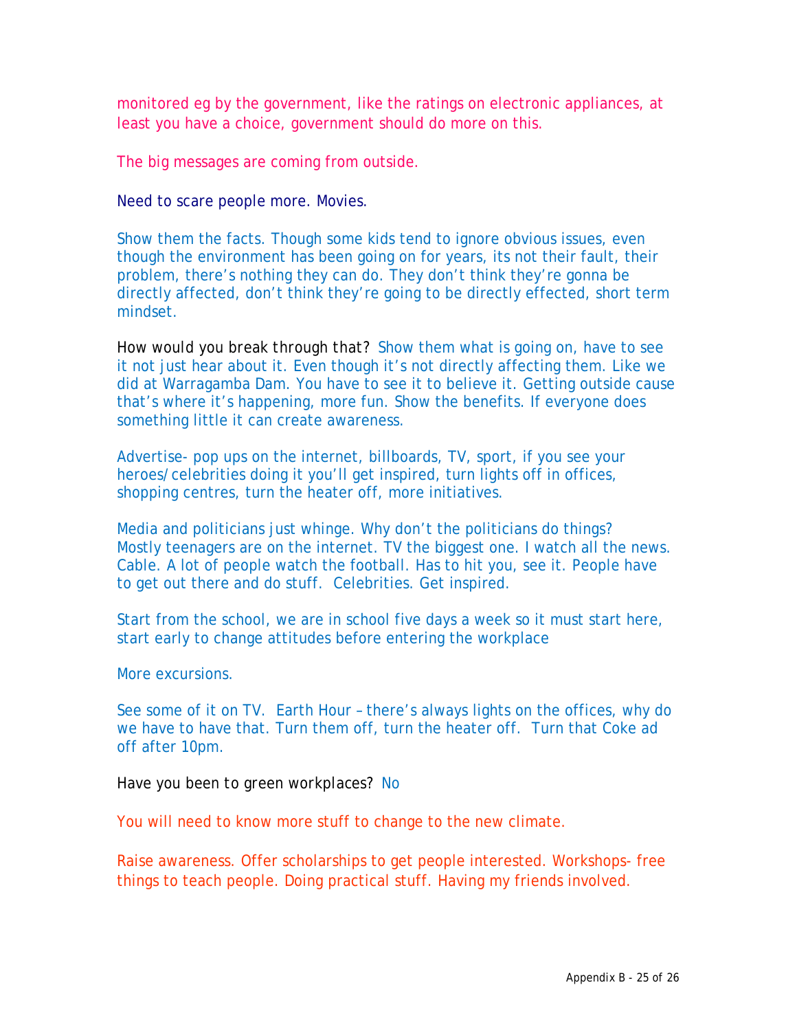monitored eg by the government, like the ratings on electronic appliances, at least you have a choice, government should do more on this.

The big messages are coming from outside.

Need to scare people more. Movies.

Show them the facts. Though some kids tend to ignore obvious issues, even though the environment has been going on for years, its not their fault, their problem, there's nothing they can do. They don't think they're gonna be directly affected, don't think they're going to be directly effected, short term mindset.

How would you break through that? Show them what is going on, have to see it not just hear about it. Even though it's not directly affecting them. Like we did at Warragamba Dam. You have to see it to believe it. Getting outside cause that's where it's happening, more fun. Show the benefits. If everyone does something little it can create awareness.

Advertise- pop ups on the internet, billboards, TV, sport, if you see your heroes/celebrities doing it you'll get inspired, turn lights off in offices, shopping centres, turn the heater off, more initiatives.

Media and politicians just whinge. Why don't the politicians do things? Mostly teenagers are on the internet. TV the biggest one. I watch all the news. Cable. A lot of people watch the football. Has to hit you, see it. People have to get out there and do stuff. Celebrities. Get inspired.

Start from the school, we are in school five days a week so it must start here, start early to change attitudes before entering the workplace

More excursions.

See some of it on TV. Earth Hour – there's always lights on the offices, why do we have to have that. Turn them off, turn the heater off. Turn that Coke ad off after 10pm.

Have you been to green workplaces? No

You will need to know more stuff to change to the new climate.

Raise awareness. Offer scholarships to get people interested. Workshops- free things to teach people. Doing practical stuff. Having my friends involved.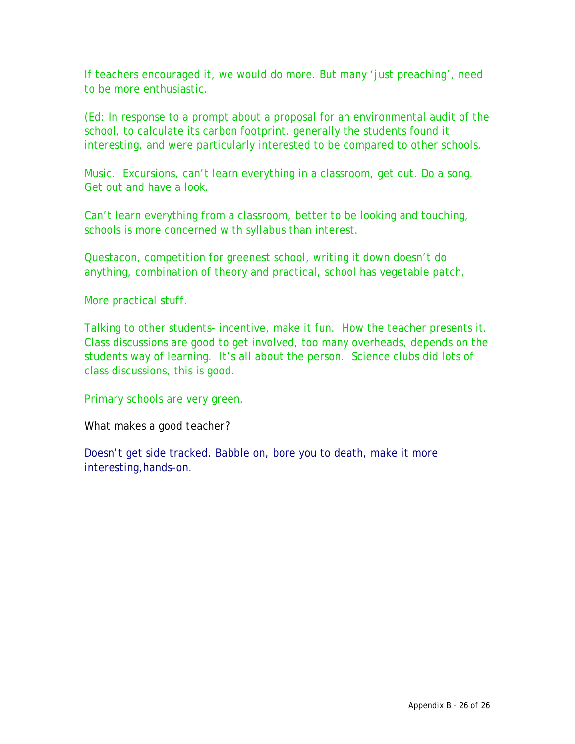If teachers encouraged it, we would do more. But many 'just preaching', need to be more enthusiastic.

(Ed: In response to a prompt about a proposal for an environmental audit of the school, to calculate its carbon footprint, generally the students found it interesting, and were particularly interested to be compared to other schools.

Music. Excursions, can't learn everything in a classroom, get out. Do a song. Get out and have a look.

Can't learn everything from a classroom, better to be looking and touching, schools is more concerned with syllabus than interest.

Questacon, competition for greenest school, writing it down doesn't do anything, combination of theory and practical, school has vegetable patch,

More practical stuff.

Talking to other students- incentive, make it fun. How the teacher presents it. Class discussions are good to get involved, too many overheads, depends on the students way of learning. It's all about the person. Science clubs did lots of class discussions, this is good.

Primary schools are very green.

What makes a good teacher?

Doesn't get side tracked. Babble on, bore you to death, make it more interesting,hands-on.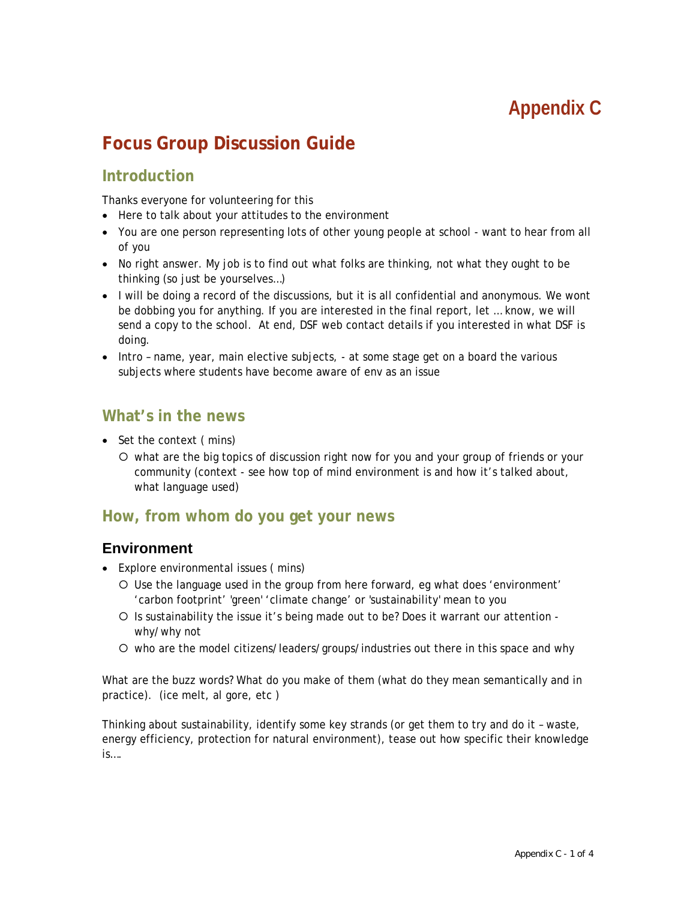# Appendix C

## Focus Group Discussion Guide

### Introduction

Thanks everyone for volunteering for this

- Here to talk about your attitudes to the environment
- You are one person representing lots of other young people at school - want to hear from all of you
- No right answer. My job is to find out what folks are thinking, not what they ought to be thinking (so just be yourselves…)
- I will be doing a record of the discussions, but it is all confidential and anonymous. We wont be dobbing you for anything. If you are interested in the final report, let … know, we will send a copy to the school. At end, DSF web contact details if you interested in what DSF is doing.
- Intro – name, year, main elective subjects, - at some stage get on a board the various subjects where students have become aware of env as an issue

### What's in the news

- Set the context ( mins)
  - what are the big topics of discussion right now for you and your group of friends or your community (context - see how top of mind environment is and how it's talked about, what language used)

### How, from whom do you get your news

#### Environment

- Explore environmental issues ( mins)
  - Use the language used in the group from here forward, eg what does 'environment' 'carbon footprint' 'green' 'climate change' or 'sustainability' mean to you
  - Is sustainability the issue it's being made out to be? Does it warrant our attention - why/why not
  - who are the model citizens/leaders/groups/industries out there in this space and why

What are the buzz words? What do you make of them (what do they mean semantically and in practice). (ice melt, al gore, etc )

Thinking about sustainability, identify some key strands (or get them to try and do it – waste, energy efficiency, protection for natural environment), tease out how specific their knowledge is….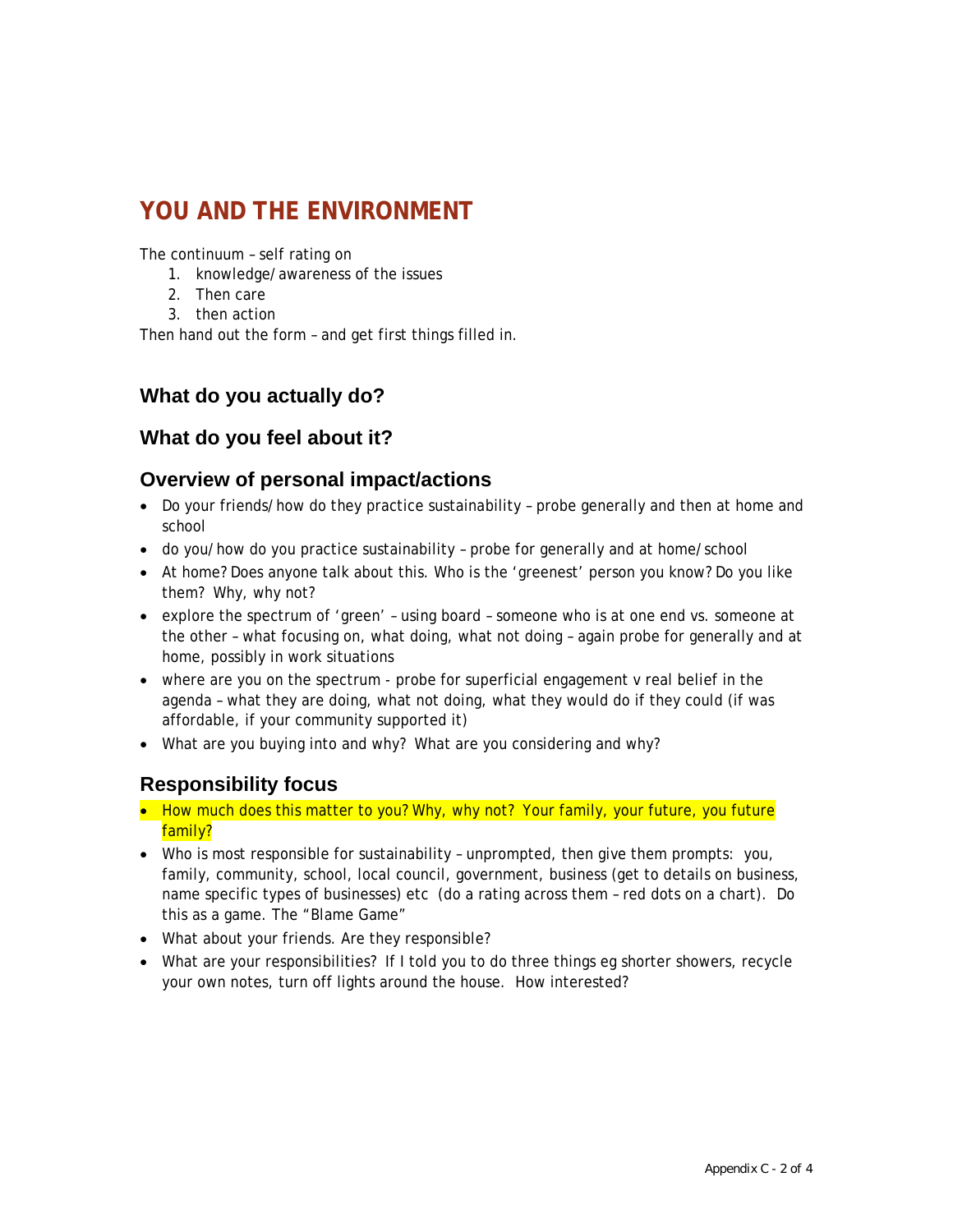# YOU AND THE ENVIRONMENT

The continuum – self rating on

1. knowledge/awareness of the issues
2. Then care
3. then action

Then hand out the form – and get first things filled in.

## What do you actually do?

## What do you feel about it?

## Overview of personal impact/actions

- Do your friends/how do they practice sustainability – probe generally and then at home and school
- do you/how do you practice sustainability – probe for generally and at home/school
- At home? Does anyone talk about this. Who is the 'greenest' person you know? Do you like them? Why, why not?
- explore the spectrum of 'green' – using board – someone who is at one end vs. someone at the other – what focusing on, what doing, what not doing – again probe for generally and at home, possibly in work situations
- where are you on the spectrum - probe for superficial engagement v real belief in the agenda – what they are doing, what not doing, what they would do if they could (if was affordable, if your community supported it)
- What are you buying into and why? What are you considering and why?

## Responsibility focus

- How much does this matter to you? Why, why not? Your family, your future, you future family?
- Who is most responsible for sustainability – unprompted, then give them prompts: you, family, community, school, local council, government, business (get to details on business, name specific types of businesses) etc (do a rating across them – red dots on a chart). Do this as a game. The "Blame Game"
- What about your friends. Are they responsible?
- What are your responsibilities? If I told you to do three things eg shorter showers, recycle your own notes, turn off lights around the house. How interested?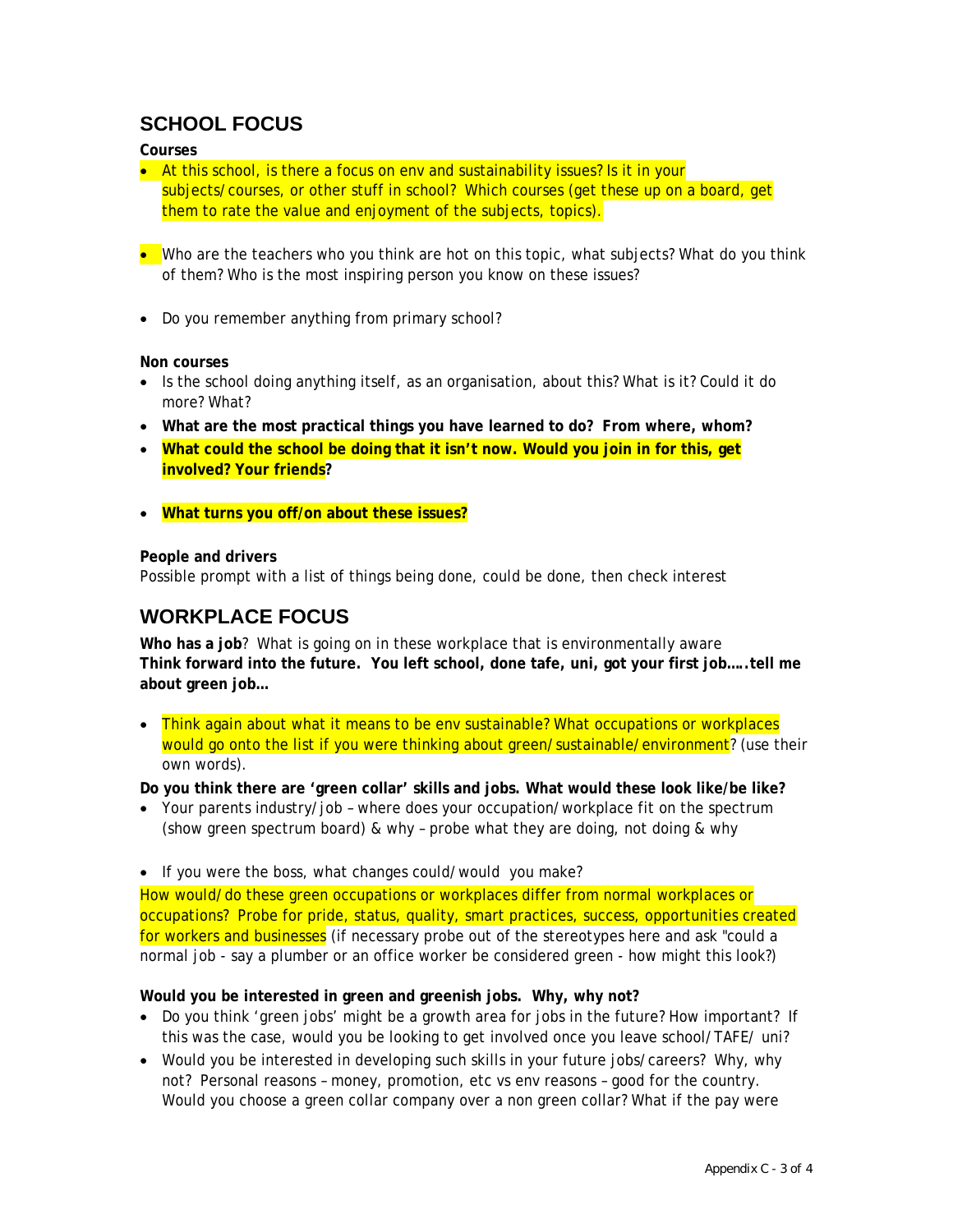## SCHOOL FOCUS

**Courses**

- At this school, is there a focus on env and sustainability issues? Is it in your subjects/courses, or other stuff in school? Which courses (get these up on a board, get them to rate the value and enjoyment of the subjects, topics).

- Who are the teachers who you think are hot on this topic, what subjects? What do you think of them? Who is the most inspiring person you know on these issues?

- Do you remember anything from primary school?

**Non courses**

- Is the school doing anything itself, as an organisation, about this? What is it? Could it do more? What?
- **What are the most practical things you have learned to do? From where, whom?**
- **What could the school be doing that it isn't now. Would you join in for this, get involved? Your friends?**

- **What turns you off/on about these issues?**

**People and drivers**

Possible prompt with a list of things being done, could be done, then check interest

## WORKPLACE FOCUS

**Who has a job**? What is going on in these workplace that is environmentally aware
**Think forward into the future. You left school, done tafe, uni, got your first job…..tell me about green job…**

- Think again about what it means to be env sustainable? What occupations or workplaces would go onto the list if you were thinking about green/sustainable/environment? (use their own words).

**Do you think there are 'green collar' skills and jobs. What would these look like/be like?**

- Your parents industry/job – where does your occupation/workplace fit on the spectrum (show green spectrum board) & why – probe what they are doing, not doing & why

- If you were the boss, what changes could/would you make?

How would/do these green occupations or workplaces differ from normal workplaces or occupations? Probe for pride, status, quality, smart practices, success, opportunities created for workers and businesses (if necessary probe out of the stereotypes here and ask "could a normal job - say a plumber or an office worker be considered green - how might this look?)

**Would you be interested in green and greenish jobs. Why, why not?**

- Do you think 'green jobs' might be a growth area for jobs in the future? How important? If this was the case, would you be looking to get involved once you leave school/TAFE/ uni?
- Would you be interested in developing such skills in your future jobs/careers? Why, why not? Personal reasons – money, promotion, etc vs env reasons – good for the country. Would you choose a green collar company over a non green collar? What if the pay were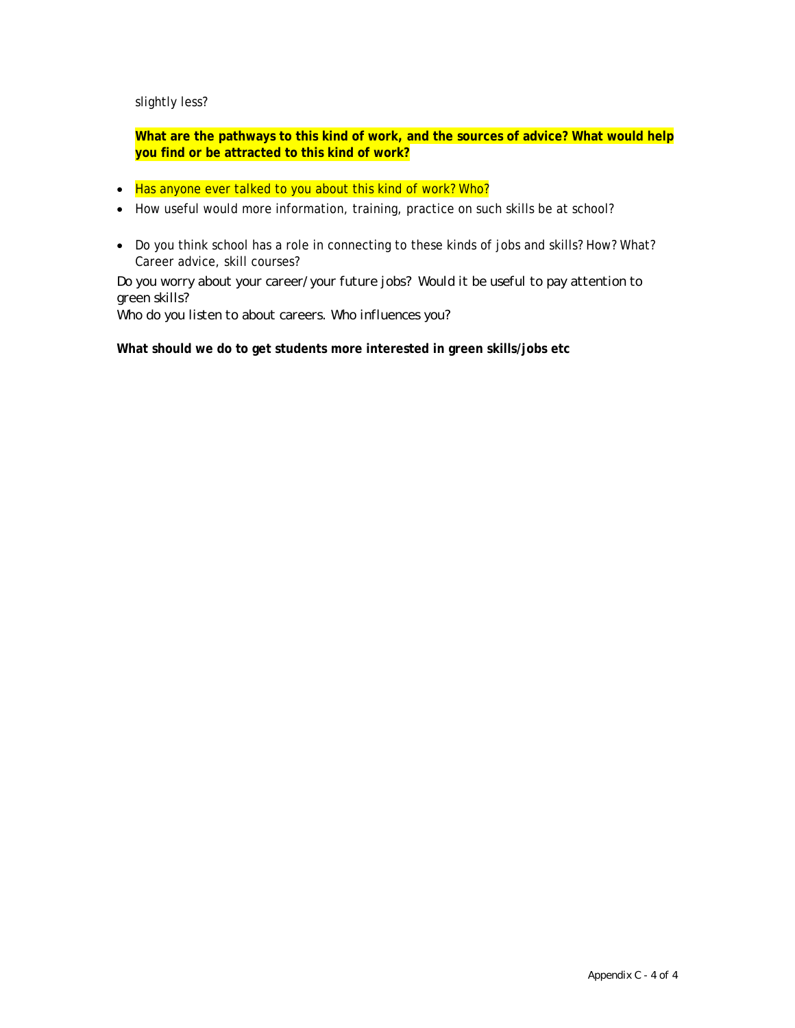slightly less?

**What are the pathways to this kind of work, and the sources of advice? What would help you find or be attracted to this kind of work?**

- Has anyone ever talked to you about this kind of work? Who?
- How useful would more information, training, practice on such skills be at school?
- Do you think school has a role in connecting to these kinds of jobs and skills? How? What? Career advice, skill courses?

Do you worry about your career/your future jobs? Would it be useful to pay attention to green skills?

Who do you listen to about careers. Who influences you?

**What should we do to get students more interested in green skills/jobs etc**